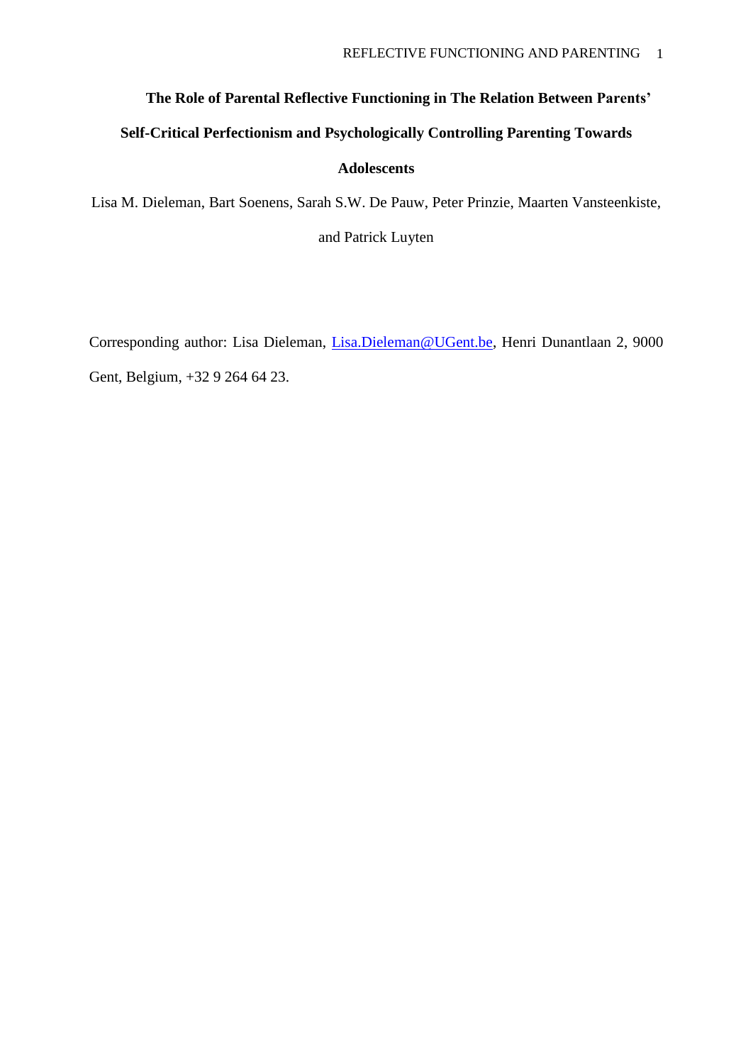# The Role of Parental Reflective Functioning in The Relation Between Parents' Self-Critical Perfectionism and Psychologically Controlling Parenting Towards Adolescents

Lisa M. Dieleman, Bart Soenens, Sarah S.W. De Pauw, Peter Prinzie, Maarten Vansteenkiste, and Patrick Luyten

Corresponding author: Lisa Dieleman, Lisa.Dieleman@UGent.be, Henri Dunantlaan 2, 9000 Gent, Belgium, +32 9 264 64 23.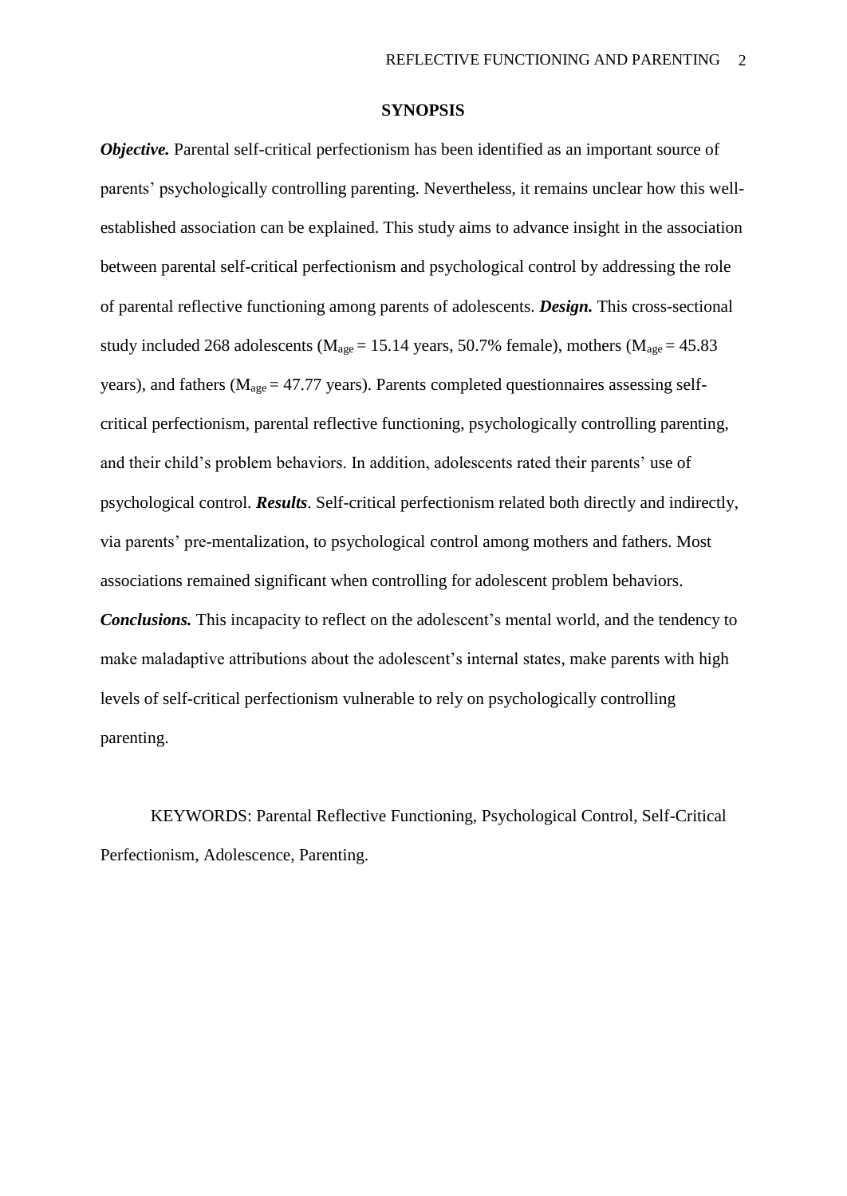## SYNOPSIS

***Objective.*** Parental self-critical perfectionism has been identified as an important source of parents' psychologically controlling parenting. Nevertheless, it remains unclear how this well-established association can be explained. This study aims to advance insight in the association between parental self-critical perfectionism and psychological control by addressing the role of parental reflective functioning among parents of adolescents. ***Design.*** This cross-sectional study included 268 adolescents ($M_{age}$ = 15.14 years, 50.7% female), mothers ($M_{age}$ = 45.83 years), and fathers ($M_{age}$ = 47.77 years). Parents completed questionnaires assessing self-critical perfectionism, parental reflective functioning, psychologically controlling parenting, and their child's problem behaviors. In addition, adolescents rated their parents' use of psychological control. ***Results***. Self-critical perfectionism related both directly and indirectly, via parents' pre-mentalization, to psychological control among mothers and fathers. Most associations remained significant when controlling for adolescent problem behaviors. ***Conclusions.*** This incapacity to reflect on the adolescent's mental world, and the tendency to make maladaptive attributions about the adolescent's internal states, make parents with high levels of self-critical perfectionism vulnerable to rely on psychologically controlling parenting.

KEYWORDS: Parental Reflective Functioning, Psychological Control, Self-Critical Perfectionism, Adolescence, Parenting.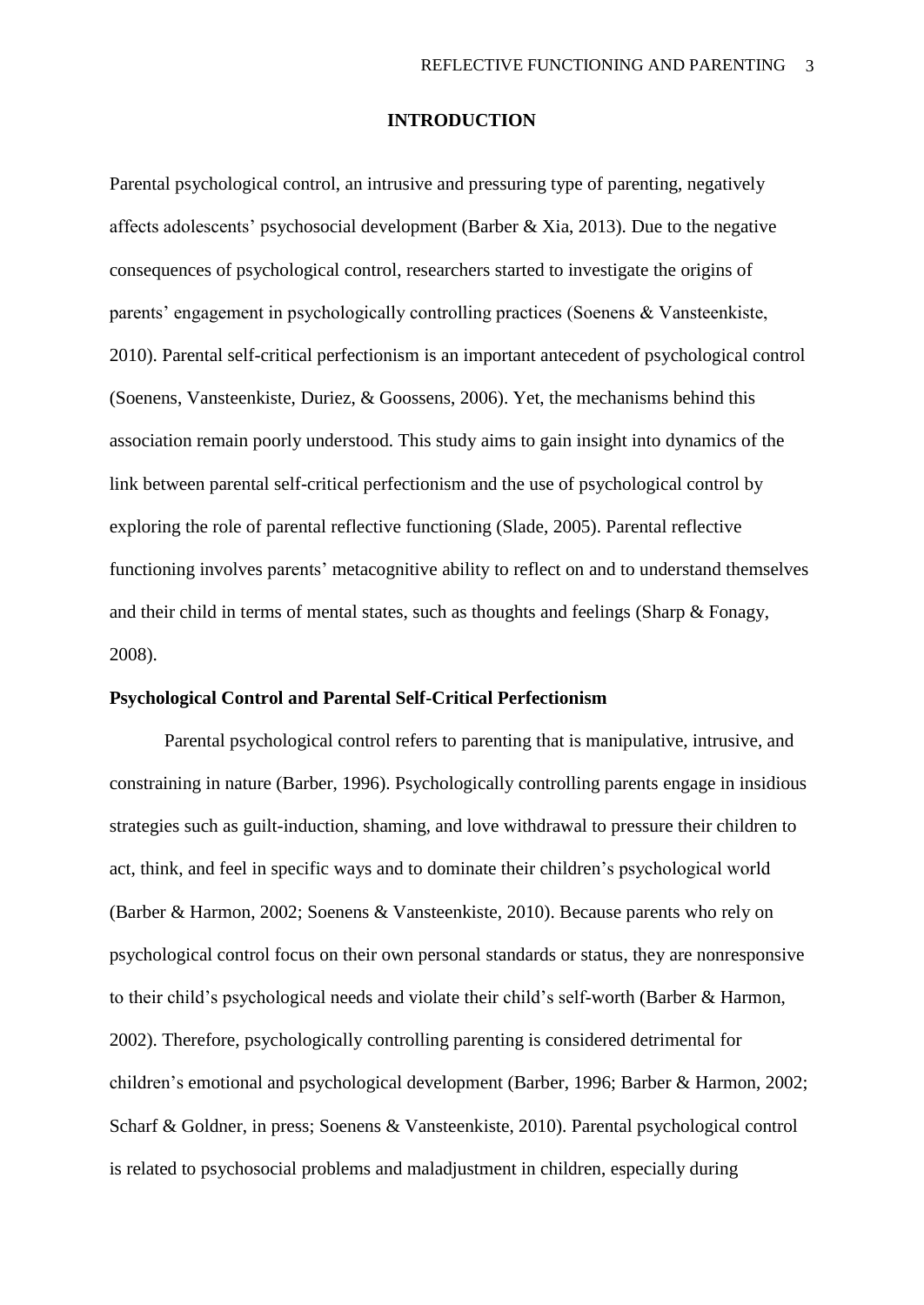# INTRODUCTION

Parental psychological control, an intrusive and pressuring type of parenting, negatively affects adolescents' psychosocial development (Barber & Xia, 2013). Due to the negative consequences of psychological control, researchers started to investigate the origins of parents' engagement in psychologically controlling practices (Soenens & Vansteenkiste, 2010). Parental self-critical perfectionism is an important antecedent of psychological control (Soenens, Vansteenkiste, Duriez, & Goossens, 2006). Yet, the mechanisms behind this association remain poorly understood. This study aims to gain insight into dynamics of the link between parental self-critical perfectionism and the use of psychological control by exploring the role of parental reflective functioning (Slade, 2005). Parental reflective functioning involves parents' metacognitive ability to reflect on and to understand themselves and their child in terms of mental states, such as thoughts and feelings (Sharp & Fonagy, 2008).

## Psychological Control and Parental Self-Critical Perfectionism

Parental psychological control refers to parenting that is manipulative, intrusive, and constraining in nature (Barber, 1996). Psychologically controlling parents engage in insidious strategies such as guilt-induction, shaming, and love withdrawal to pressure their children to act, think, and feel in specific ways and to dominate their children's psychological world (Barber & Harmon, 2002; Soenens & Vansteenkiste, 2010). Because parents who rely on psychological control focus on their own personal standards or status, they are nonresponsive to their child's psychological needs and violate their child's self-worth (Barber & Harmon, 2002). Therefore, psychologically controlling parenting is considered detrimental for children's emotional and psychological development (Barber, 1996; Barber & Harmon, 2002; Scharf & Goldner, in press; Soenens & Vansteenkiste, 2010). Parental psychological control is related to psychosocial problems and maladjustment in children, especially during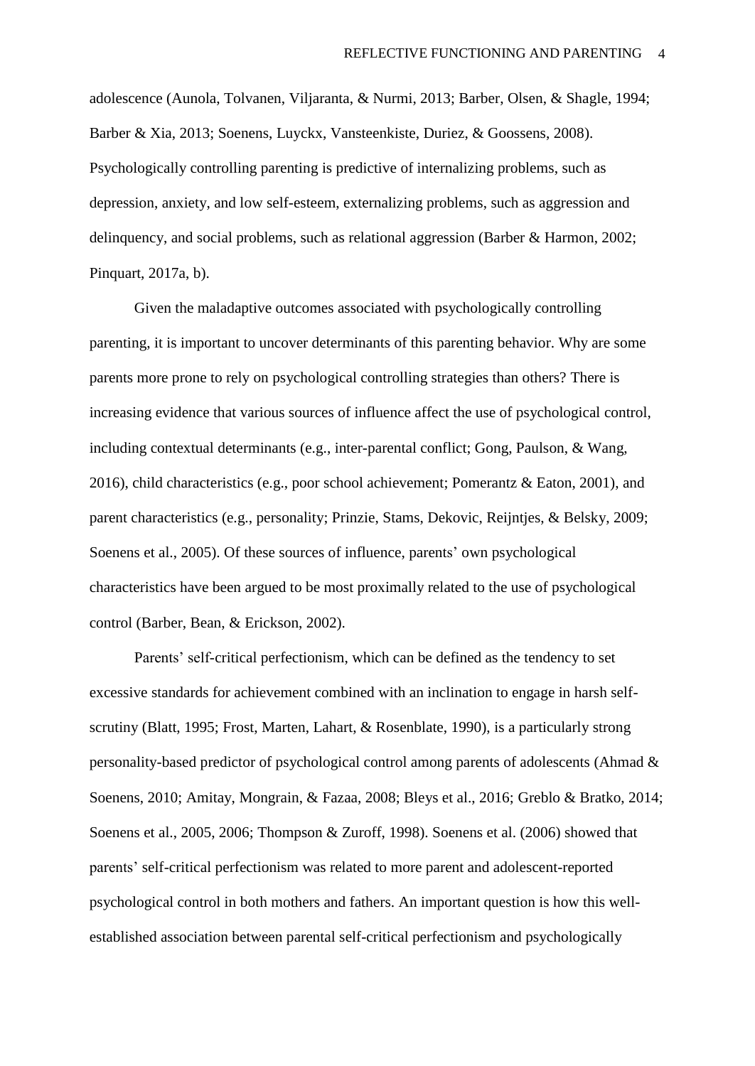adolescence (Aunola, Tolvanen, Viljaranta, & Nurmi, 2013; Barber, Olsen, & Shagle, 1994; Barber & Xia, 2013; Soenens, Luyckx, Vansteenkiste, Duriez, & Goossens, 2008). Psychologically controlling parenting is predictive of internalizing problems, such as depression, anxiety, and low self-esteem, externalizing problems, such as aggression and delinquency, and social problems, such as relational aggression (Barber & Harmon, 2002; Pinquart, 2017a, b).

Given the maladaptive outcomes associated with psychologically controlling parenting, it is important to uncover determinants of this parenting behavior. Why are some parents more prone to rely on psychological controlling strategies than others? There is increasing evidence that various sources of influence affect the use of psychological control, including contextual determinants (e.g., inter-parental conflict; Gong, Paulson, & Wang, 2016), child characteristics (e.g., poor school achievement; Pomerantz & Eaton, 2001), and parent characteristics (e.g., personality; Prinzie, Stams, Dekovic, Reijntjes, & Belsky, 2009; Soenens et al., 2005). Of these sources of influence, parents' own psychological characteristics have been argued to be most proximally related to the use of psychological control (Barber, Bean, & Erickson, 2002).

Parents' self-critical perfectionism, which can be defined as the tendency to set excessive standards for achievement combined with an inclination to engage in harsh self-scrutiny (Blatt, 1995; Frost, Marten, Lahart, & Rosenblate, 1990), is a particularly strong personality-based predictor of psychological control among parents of adolescents (Ahmad & Soenens, 2010; Amitay, Mongrain, & Fazaa, 2008; Bleys et al., 2016; Greblo & Bratko, 2014; Soenens et al., 2005, 2006; Thompson & Zuroff, 1998). Soenens et al. (2006) showed that parents' self-critical perfectionism was related to more parent and adolescent-reported psychological control in both mothers and fathers. An important question is how this well-established association between parental self-critical perfectionism and psychologically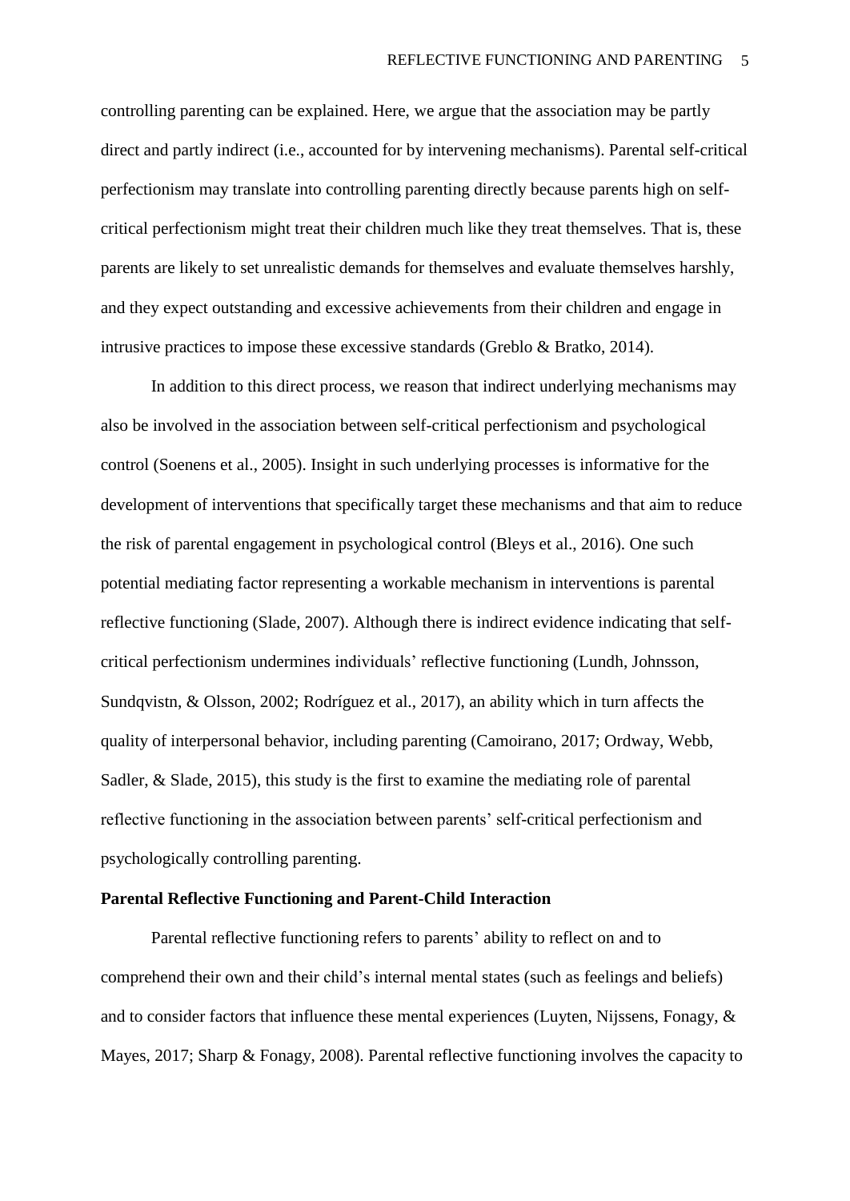controlling parenting can be explained. Here, we argue that the association may be partly direct and partly indirect (i.e., accounted for by intervening mechanisms). Parental self-critical perfectionism may translate into controlling parenting directly because parents high on self-critical perfectionism might treat their children much like they treat themselves. That is, these parents are likely to set unrealistic demands for themselves and evaluate themselves harshly, and they expect outstanding and excessive achievements from their children and engage in intrusive practices to impose these excessive standards (Greblo & Bratko, 2014).

In addition to this direct process, we reason that indirect underlying mechanisms may also be involved in the association between self-critical perfectionism and psychological control (Soenens et al., 2005). Insight in such underlying processes is informative for the development of interventions that specifically target these mechanisms and that aim to reduce the risk of parental engagement in psychological control (Bleys et al., 2016). One such potential mediating factor representing a workable mechanism in interventions is parental reflective functioning (Slade, 2007). Although there is indirect evidence indicating that self-critical perfectionism undermines individuals' reflective functioning (Lundh, Johnsson, Sundqvistn, & Olsson, 2002; Rodríguez et al., 2017), an ability which in turn affects the quality of interpersonal behavior, including parenting (Camoirano, 2017; Ordway, Webb, Sadler, & Slade, 2015), this study is the first to examine the mediating role of parental reflective functioning in the association between parents' self-critical perfectionism and psychologically controlling parenting.

## Parental Reflective Functioning and Parent-Child Interaction

Parental reflective functioning refers to parents' ability to reflect on and to comprehend their own and their child's internal mental states (such as feelings and beliefs) and to consider factors that influence these mental experiences (Luyten, Nijssens, Fonagy, & Mayes, 2017; Sharp & Fonagy, 2008). Parental reflective functioning involves the capacity to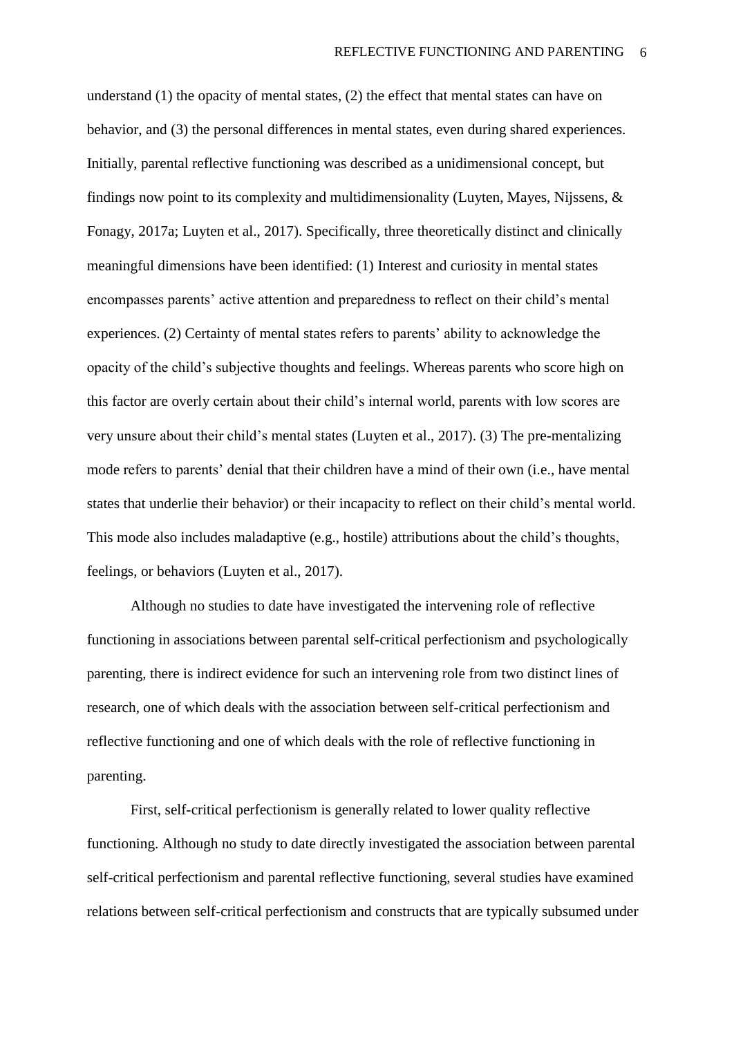understand (1) the opacity of mental states, (2) the effect that mental states can have on behavior, and (3) the personal differences in mental states, even during shared experiences. Initially, parental reflective functioning was described as a unidimensional concept, but findings now point to its complexity and multidimensionality (Luyten, Mayes, Nijssens, & Fonagy, 2017a; Luyten et al., 2017). Specifically, three theoretically distinct and clinically meaningful dimensions have been identified: (1) Interest and curiosity in mental states encompasses parents' active attention and preparedness to reflect on their child's mental experiences. (2) Certainty of mental states refers to parents' ability to acknowledge the opacity of the child's subjective thoughts and feelings. Whereas parents who score high on this factor are overly certain about their child's internal world, parents with low scores are very unsure about their child's mental states (Luyten et al., 2017). (3) The pre-mentalizing mode refers to parents' denial that their children have a mind of their own (i.e., have mental states that underlie their behavior) or their incapacity to reflect on their child's mental world. This mode also includes maladaptive (e.g., hostile) attributions about the child's thoughts, feelings, or behaviors (Luyten et al., 2017).

Although no studies to date have investigated the intervening role of reflective functioning in associations between parental self-critical perfectionism and psychologically parenting, there is indirect evidence for such an intervening role from two distinct lines of research, one of which deals with the association between self-critical perfectionism and reflective functioning and one of which deals with the role of reflective functioning in parenting.

First, self-critical perfectionism is generally related to lower quality reflective functioning. Although no study to date directly investigated the association between parental self-critical perfectionism and parental reflective functioning, several studies have examined relations between self-critical perfectionism and constructs that are typically subsumed under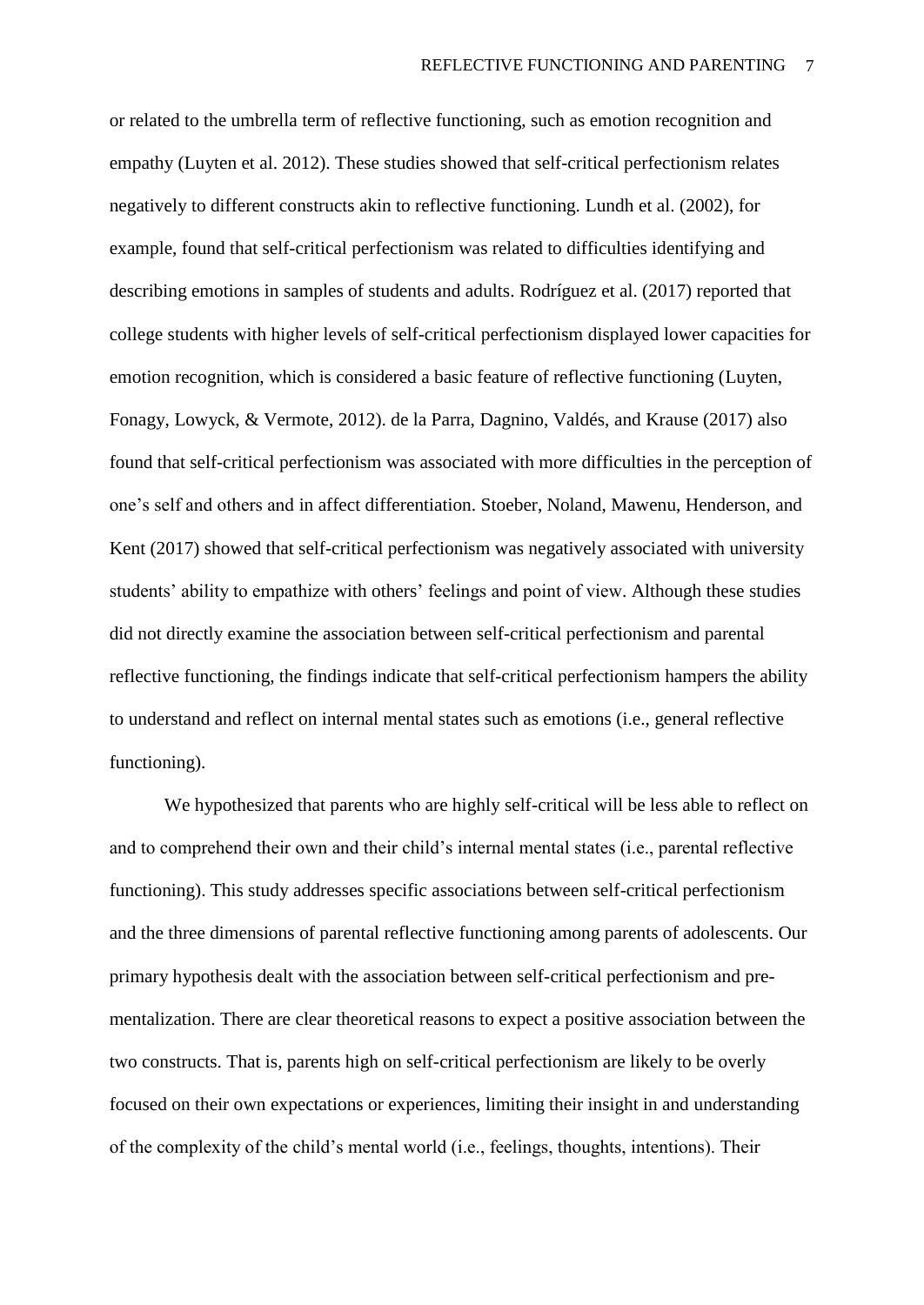or related to the umbrella term of reflective functioning, such as emotion recognition and empathy (Luyten et al. 2012). These studies showed that self-critical perfectionism relates negatively to different constructs akin to reflective functioning. Lundh et al. (2002), for example, found that self-critical perfectionism was related to difficulties identifying and describing emotions in samples of students and adults. Rodríguez et al. (2017) reported that college students with higher levels of self-critical perfectionism displayed lower capacities for emotion recognition, which is considered a basic feature of reflective functioning (Luyten, Fonagy, Lowyck, & Vermote, 2012). de la Parra, Dagnino, Valdés, and Krause (2017) also found that self-critical perfectionism was associated with more difficulties in the perception of one's self and others and in affect differentiation. Stoeber, Noland, Mawenu, Henderson, and Kent (2017) showed that self-critical perfectionism was negatively associated with university students' ability to empathize with others' feelings and point of view. Although these studies did not directly examine the association between self-critical perfectionism and parental reflective functioning, the findings indicate that self-critical perfectionism hampers the ability to understand and reflect on internal mental states such as emotions (i.e., general reflective functioning).

We hypothesized that parents who are highly self-critical will be less able to reflect on and to comprehend their own and their child's internal mental states (i.e., parental reflective functioning). This study addresses specific associations between self-critical perfectionism and the three dimensions of parental reflective functioning among parents of adolescents. Our primary hypothesis dealt with the association between self-critical perfectionism and pre-mentalization. There are clear theoretical reasons to expect a positive association between the two constructs. That is, parents high on self-critical perfectionism are likely to be overly focused on their own expectations or experiences, limiting their insight in and understanding of the complexity of the child's mental world (i.e., feelings, thoughts, intentions). Their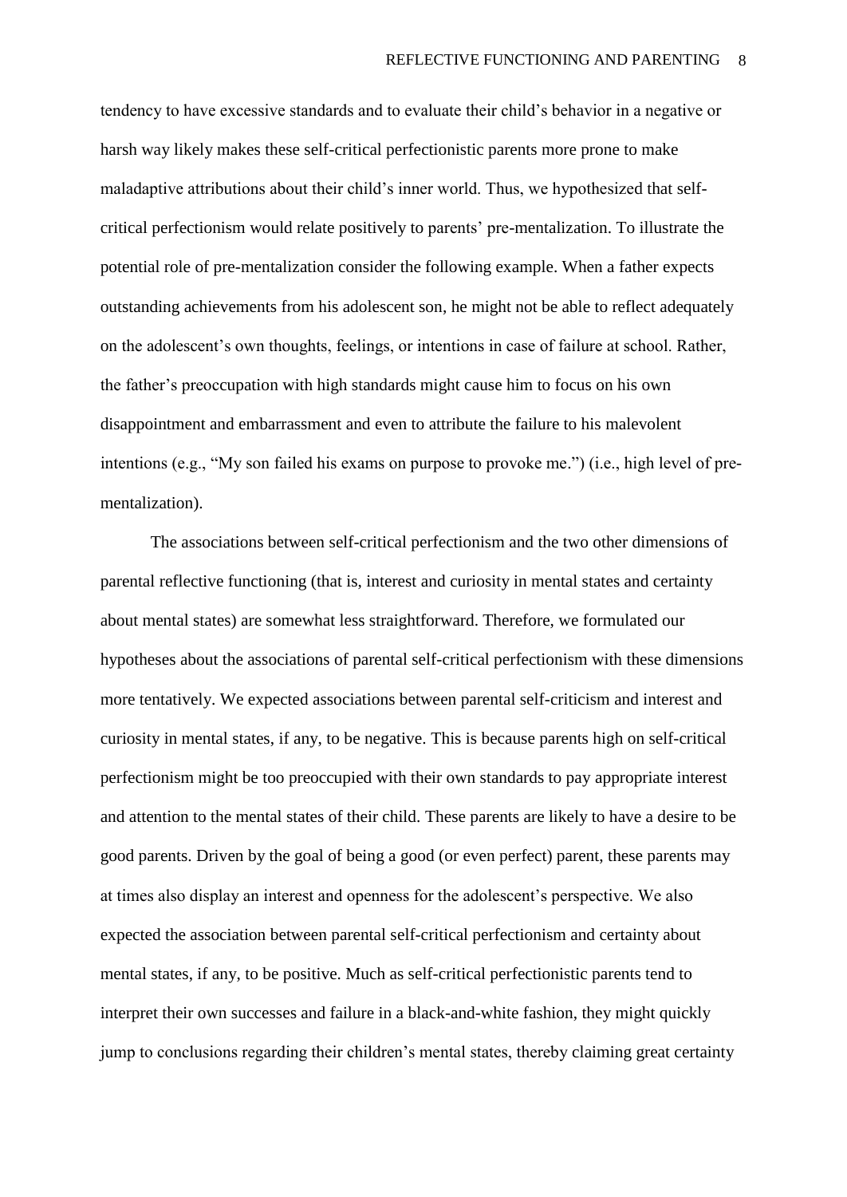tendency to have excessive standards and to evaluate their child's behavior in a negative or harsh way likely makes these self-critical perfectionistic parents more prone to make maladaptive attributions about their child's inner world. Thus, we hypothesized that self-critical perfectionism would relate positively to parents' pre-mentalization. To illustrate the potential role of pre-mentalization consider the following example. When a father expects outstanding achievements from his adolescent son, he might not be able to reflect adequately on the adolescent's own thoughts, feelings, or intentions in case of failure at school. Rather, the father's preoccupation with high standards might cause him to focus on his own disappointment and embarrassment and even to attribute the failure to his malevolent intentions (e.g., "My son failed his exams on purpose to provoke me.") (i.e., high level of pre-mentalization).

The associations between self-critical perfectionism and the two other dimensions of parental reflective functioning (that is, interest and curiosity in mental states and certainty about mental states) are somewhat less straightforward. Therefore, we formulated our hypotheses about the associations of parental self-critical perfectionism with these dimensions more tentatively. We expected associations between parental self-criticism and interest and curiosity in mental states, if any, to be negative. This is because parents high on self-critical perfectionism might be too preoccupied with their own standards to pay appropriate interest and attention to the mental states of their child. These parents are likely to have a desire to be good parents. Driven by the goal of being a good (or even perfect) parent, these parents may at times also display an interest and openness for the adolescent's perspective. We also expected the association between parental self-critical perfectionism and certainty about mental states, if any, to be positive. Much as self-critical perfectionistic parents tend to interpret their own successes and failure in a black-and-white fashion, they might quickly jump to conclusions regarding their children's mental states, thereby claiming great certainty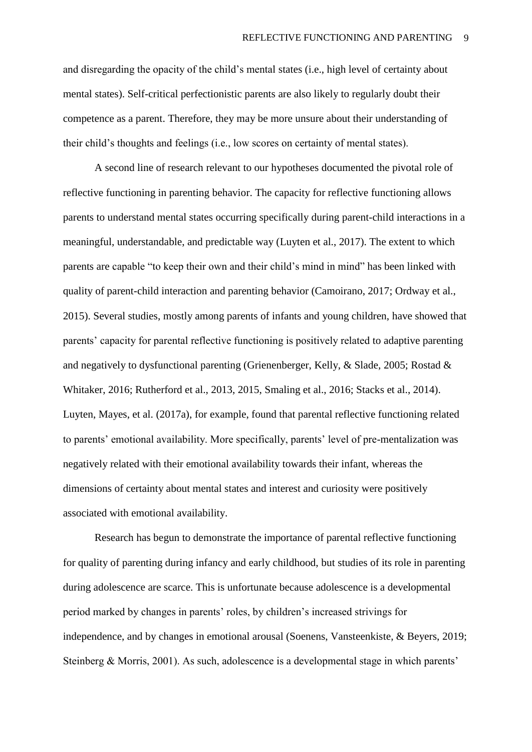and disregarding the opacity of the child's mental states (i.e., high level of certainty about mental states). Self-critical perfectionistic parents are also likely to regularly doubt their competence as a parent. Therefore, they may be more unsure about their understanding of their child's thoughts and feelings (i.e., low scores on certainty of mental states).

A second line of research relevant to our hypotheses documented the pivotal role of reflective functioning in parenting behavior. The capacity for reflective functioning allows parents to understand mental states occurring specifically during parent-child interactions in a meaningful, understandable, and predictable way (Luyten et al., 2017). The extent to which parents are capable "to keep their own and their child's mind in mind" has been linked with quality of parent-child interaction and parenting behavior (Camoirano, 2017; Ordway et al., 2015). Several studies, mostly among parents of infants and young children, have showed that parents' capacity for parental reflective functioning is positively related to adaptive parenting and negatively to dysfunctional parenting (Grienenberger, Kelly, & Slade, 2005; Rostad & Whitaker, 2016; Rutherford et al., 2013, 2015, Smaling et al., 2016; Stacks et al., 2014). Luyten, Mayes, et al. (2017a), for example, found that parental reflective functioning related to parents' emotional availability. More specifically, parents' level of pre-mentalization was negatively related with their emotional availability towards their infant, whereas the dimensions of certainty about mental states and interest and curiosity were positively associated with emotional availability.

Research has begun to demonstrate the importance of parental reflective functioning for quality of parenting during infancy and early childhood, but studies of its role in parenting during adolescence are scarce. This is unfortunate because adolescence is a developmental period marked by changes in parents' roles, by children's increased strivings for independence, and by changes in emotional arousal (Soenens, Vansteenkiste, & Beyers, 2019; Steinberg & Morris, 2001). As such, adolescence is a developmental stage in which parents'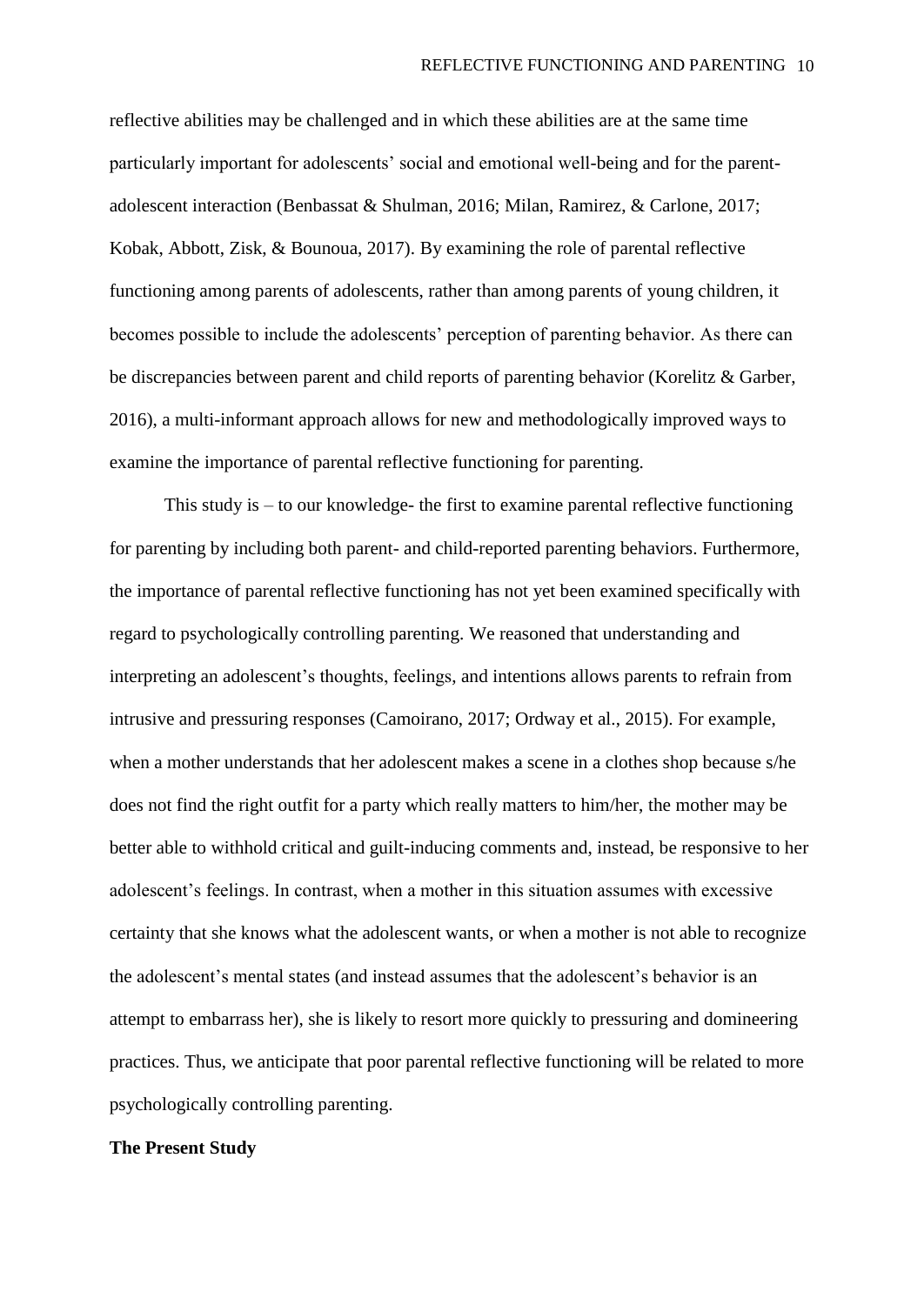reflective abilities may be challenged and in which these abilities are at the same time particularly important for adolescents' social and emotional well-being and for the parent-adolescent interaction (Benbassat & Shulman, 2016; Milan, Ramirez, & Carlone, 2017; Kobak, Abbott, Zisk, & Bounoua, 2017). By examining the role of parental reflective functioning among parents of adolescents, rather than among parents of young children, it becomes possible to include the adolescents' perception of parenting behavior. As there can be discrepancies between parent and child reports of parenting behavior (Korelitz & Garber, 2016), a multi-informant approach allows for new and methodologically improved ways to examine the importance of parental reflective functioning for parenting.

This study is – to our knowledge- the first to examine parental reflective functioning for parenting by including both parent- and child-reported parenting behaviors. Furthermore, the importance of parental reflective functioning has not yet been examined specifically with regard to psychologically controlling parenting. We reasoned that understanding and interpreting an adolescent's thoughts, feelings, and intentions allows parents to refrain from intrusive and pressuring responses (Camoirano, 2017; Ordway et al., 2015). For example, when a mother understands that her adolescent makes a scene in a clothes shop because s/he does not find the right outfit for a party which really matters to him/her, the mother may be better able to withhold critical and guilt-inducing comments and, instead, be responsive to her adolescent's feelings. In contrast, when a mother in this situation assumes with excessive certainty that she knows what the adolescent wants, or when a mother is not able to recognize the adolescent's mental states (and instead assumes that the adolescent's behavior is an attempt to embarrass her), she is likely to resort more quickly to pressuring and domineering practices. Thus, we anticipate that poor parental reflective functioning will be related to more psychologically controlling parenting.

## The Present Study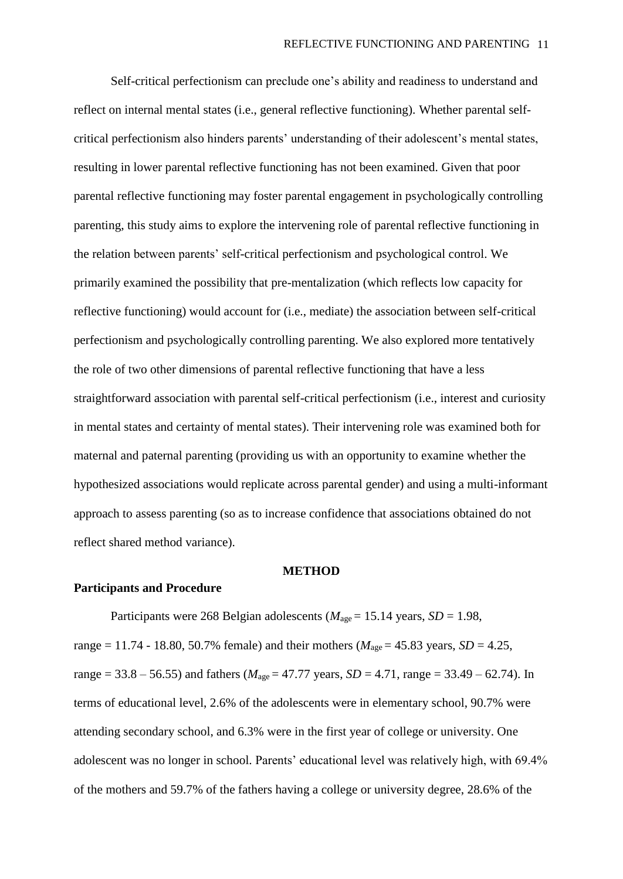Self-critical perfectionism can preclude one's ability and readiness to understand and reflect on internal mental states (i.e., general reflective functioning). Whether parental self-critical perfectionism also hinders parents' understanding of their adolescent's mental states, resulting in lower parental reflective functioning has not been examined. Given that poor parental reflective functioning may foster parental engagement in psychologically controlling parenting, this study aims to explore the intervening role of parental reflective functioning in the relation between parents' self-critical perfectionism and psychological control. We primarily examined the possibility that pre-mentalization (which reflects low capacity for reflective functioning) would account for (i.e., mediate) the association between self-critical perfectionism and psychologically controlling parenting. We also explored more tentatively the role of two other dimensions of parental reflective functioning that have a less straightforward association with parental self-critical perfectionism (i.e., interest and curiosity in mental states and certainty of mental states). Their intervening role was examined both for maternal and paternal parenting (providing us with an opportunity to examine whether the hypothesized associations would replicate across parental gender) and using a multi-informant approach to assess parenting (so as to increase confidence that associations obtained do not reflect shared method variance).

## METHOD

### Participants and Procedure

Participants were 268 Belgian adolescents ($M_{age}$ = 15.14 years, $SD$ = 1.98, range = 11.74 - 18.80, 50.7% female) and their mothers ($M_{age}$ = 45.83 years, $SD$ = 4.25, range = 33.8 – 56.55) and fathers ($M_{age}$ = 47.77 years, $SD$ = 4.71, range = 33.49 – 62.74). In terms of educational level, 2.6% of the adolescents were in elementary school, 90.7% were attending secondary school, and 6.3% were in the first year of college or university. One adolescent was no longer in school. Parents' educational level was relatively high, with 69.4% of the mothers and 59.7% of the fathers having a college or university degree, 28.6% of the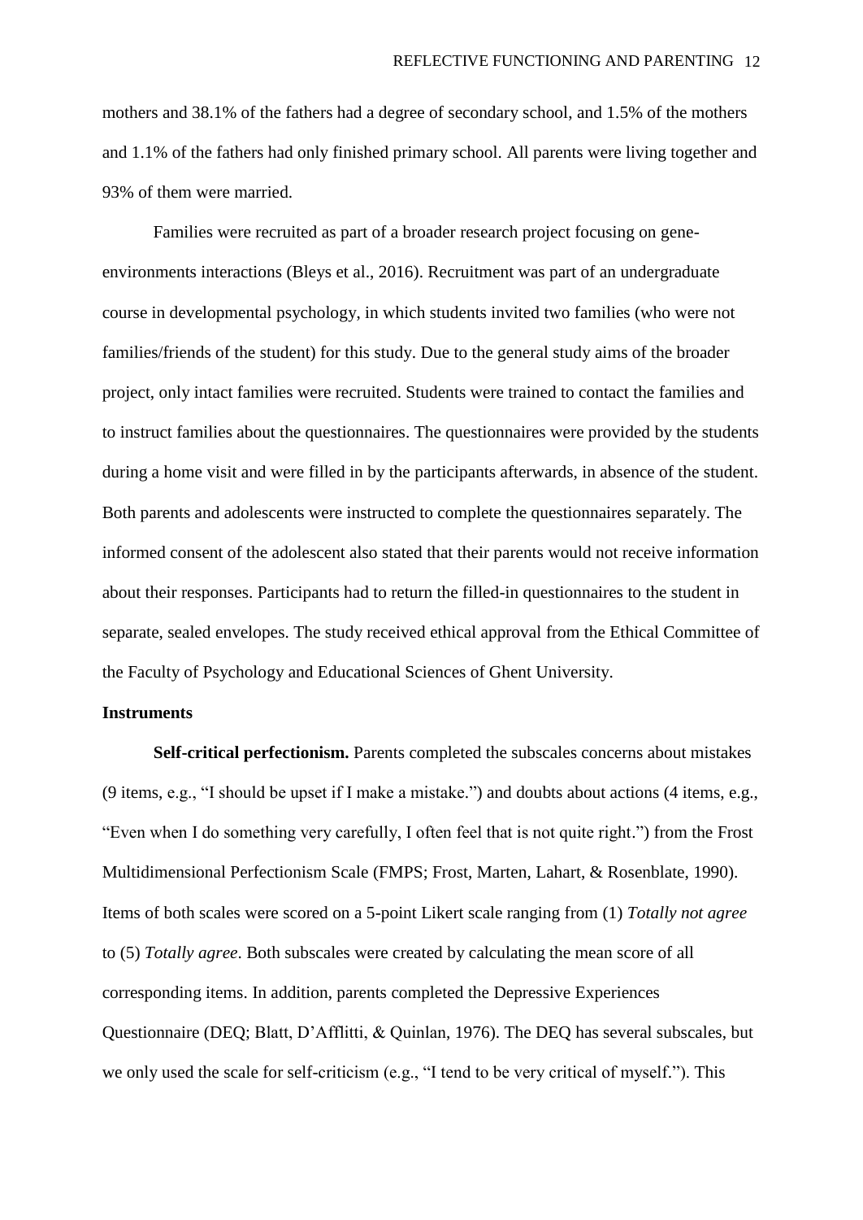mothers and 38.1% of the fathers had a degree of secondary school, and 1.5% of the mothers and 1.1% of the fathers had only finished primary school. All parents were living together and 93% of them were married.

Families were recruited as part of a broader research project focusing on gene-environments interactions (Bleys et al., 2016). Recruitment was part of an undergraduate course in developmental psychology, in which students invited two families (who were not families/friends of the student) for this study. Due to the general study aims of the broader project, only intact families were recruited. Students were trained to contact the families and to instruct families about the questionnaires. The questionnaires were provided by the students during a home visit and were filled in by the participants afterwards, in absence of the student. Both parents and adolescents were instructed to complete the questionnaires separately. The informed consent of the adolescent also stated that their parents would not receive information about their responses. Participants had to return the filled-in questionnaires to the student in separate, sealed envelopes. The study received ethical approval from the Ethical Committee of the Faculty of Psychology and Educational Sciences of Ghent University.

## Instruments

**Self-critical perfectionism.** Parents completed the subscales concerns about mistakes (9 items, e.g., "I should be upset if I make a mistake.") and doubts about actions (4 items, e.g., "Even when I do something very carefully, I often feel that is not quite right.") from the Frost Multidimensional Perfectionism Scale (FMPS; Frost, Marten, Lahart, & Rosenblate, 1990). Items of both scales were scored on a 5-point Likert scale ranging from (1) *Totally not agree* to (5) *Totally agree*. Both subscales were created by calculating the mean score of all corresponding items. In addition, parents completed the Depressive Experiences Questionnaire (DEQ; Blatt, D'Afflitti, & Quinlan, 1976). The DEQ has several subscales, but we only used the scale for self-criticism (e.g., "I tend to be very critical of myself."). This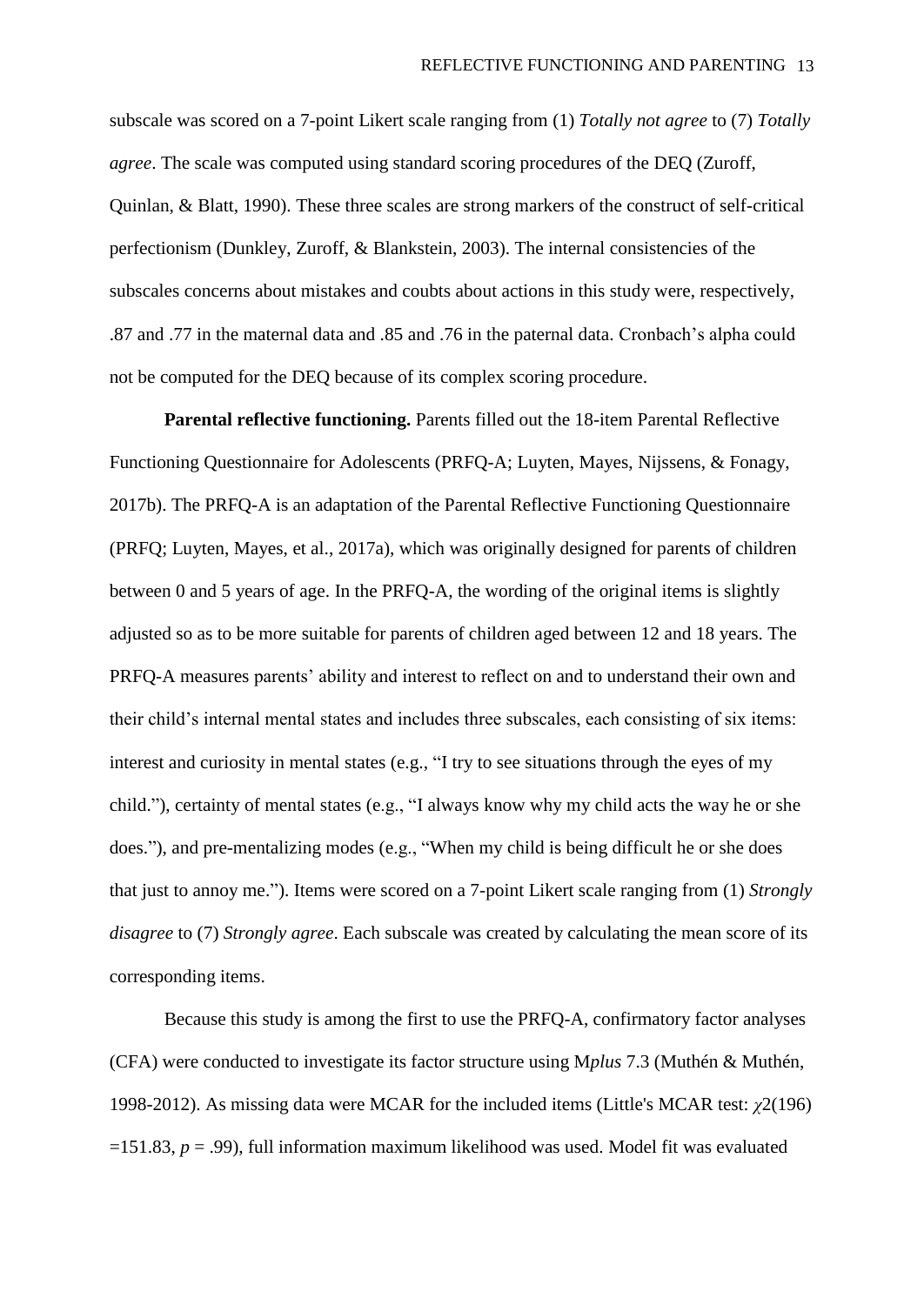subscale was scored on a 7-point Likert scale ranging from (1) *Totally not agree* to (7) *Totally agree*. The scale was computed using standard scoring procedures of the DEQ (Zuroff, Quinlan, & Blatt, 1990). These three scales are strong markers of the construct of self-critical perfectionism (Dunkley, Zuroff, & Blankstein, 2003). The internal consistencies of the subscales concerns about mistakes and coubts about actions in this study were, respectively, .87 and .77 in the maternal data and .85 and .76 in the paternal data. Cronbach's alpha could not be computed for the DEQ because of its complex scoring procedure.

**Parental reflective functioning.** Parents filled out the 18-item Parental Reflective Functioning Questionnaire for Adolescents (PRFQ-A; Luyten, Mayes, Nijssens, & Fonagy, 2017b). The PRFQ-A is an adaptation of the Parental Reflective Functioning Questionnaire (PRFQ; Luyten, Mayes, et al., 2017a), which was originally designed for parents of children between 0 and 5 years of age. In the PRFQ-A, the wording of the original items is slightly adjusted so as to be more suitable for parents of children aged between 12 and 18 years. The PRFQ-A measures parents' ability and interest to reflect on and to understand their own and their child's internal mental states and includes three subscales, each consisting of six items: interest and curiosity in mental states (e.g., "I try to see situations through the eyes of my child."), certainty of mental states (e.g., "I always know why my child acts the way he or she does."), and pre-mentalizing modes (e.g., "When my child is being difficult he or she does that just to annoy me."). Items were scored on a 7-point Likert scale ranging from (1) *Strongly disagree* to (7) *Strongly agree*. Each subscale was created by calculating the mean score of its corresponding items.

Because this study is among the first to use the PRFQ-A, confirmatory factor analyses (CFA) were conducted to investigate its factor structure using M*plus* 7.3 (Muthén & Muthén, 1998-2012). As missing data were MCAR for the included items (Little's MCAR test: $\chi 2(196) = 151.83$, $p = .99$), full information maximum likelihood was used. Model fit was evaluated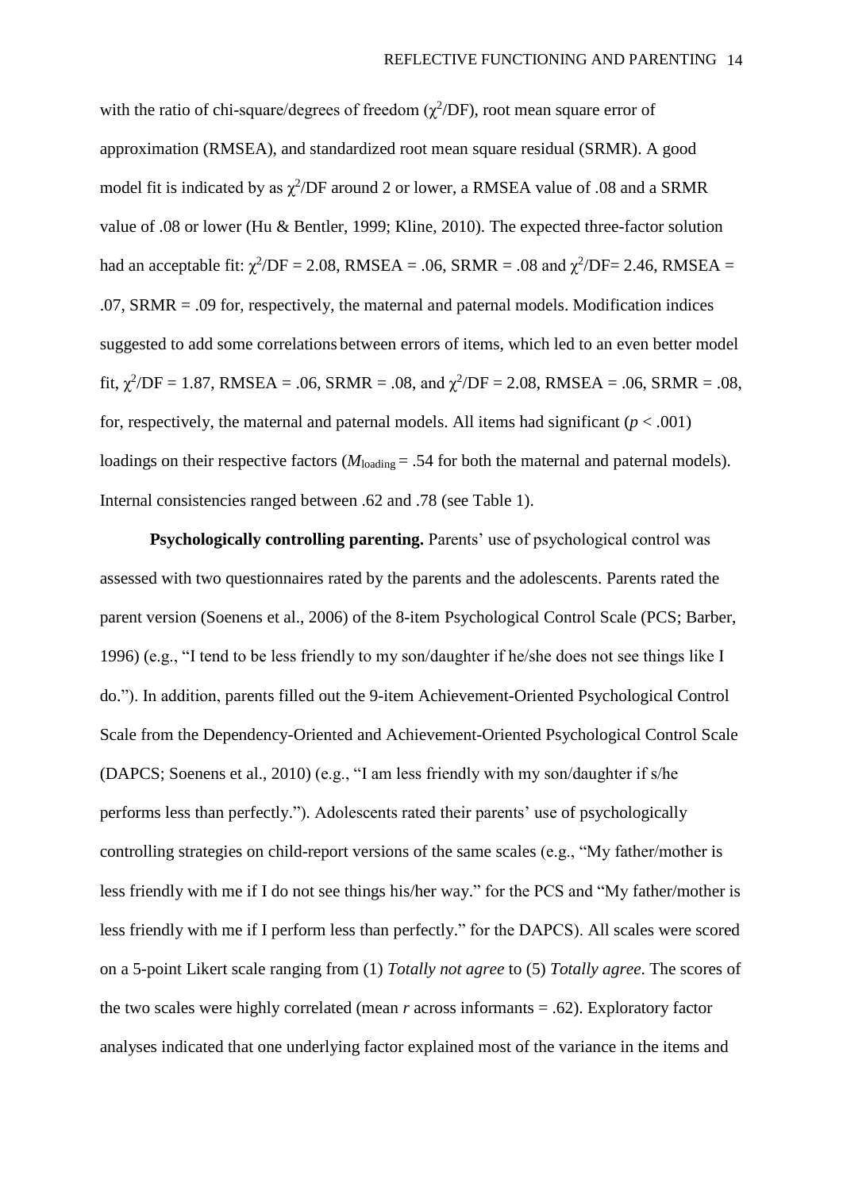with the ratio of chi-square/degrees of freedom ($\chi^2$/DF), root mean square error of approximation (RMSEA), and standardized root mean square residual (SRMR). A good model fit is indicated by as $\chi^2$/DF around 2 or lower, a RMSEA value of .08 and a SRMR value of .08 or lower (Hu & Bentler, 1999; Kline, 2010). The expected three-factor solution had an acceptable fit: $\chi^2$/DF = 2.08, RMSEA = .06, SRMR = .08 and $\chi^2$/DF= 2.46, RMSEA = .07, SRMR = .09 for, respectively, the maternal and paternal models. Modification indices suggested to add some correlations between errors of items, which led to an even better model fit, $\chi^2$/DF = 1.87, RMSEA = .06, SRMR = .08, and $\chi^2$/DF = 2.08, RMSEA = .06, SRMR = .08, for, respectively, the maternal and paternal models. All items had significant ($p < .001$) loadings on their respective factors ($M_{\text{loading}}$ = .54 for both the maternal and paternal models). Internal consistencies ranged between .62 and .78 (see Table 1).

**Psychologically controlling parenting.** Parents' use of psychological control was assessed with two questionnaires rated by the parents and the adolescents. Parents rated the parent version (Soenens et al., 2006) of the 8-item Psychological Control Scale (PCS; Barber, 1996) (e.g., "I tend to be less friendly to my son/daughter if he/she does not see things like I do."). In addition, parents filled out the 9-item Achievement-Oriented Psychological Control Scale from the Dependency-Oriented and Achievement-Oriented Psychological Control Scale (DAPCS; Soenens et al., 2010) (e.g., "I am less friendly with my son/daughter if s/he performs less than perfectly."). Adolescents rated their parents' use of psychologically controlling strategies on child-report versions of the same scales (e.g., "My father/mother is less friendly with me if I do not see things his/her way." for the PCS and "My father/mother is less friendly with me if I perform less than perfectly." for the DAPCS). All scales were scored on a 5-point Likert scale ranging from (1) *Totally not agree* to (5) *Totally agree*. The scores of the two scales were highly correlated (mean $r$ across informants = .62). Exploratory factor analyses indicated that one underlying factor explained most of the variance in the items and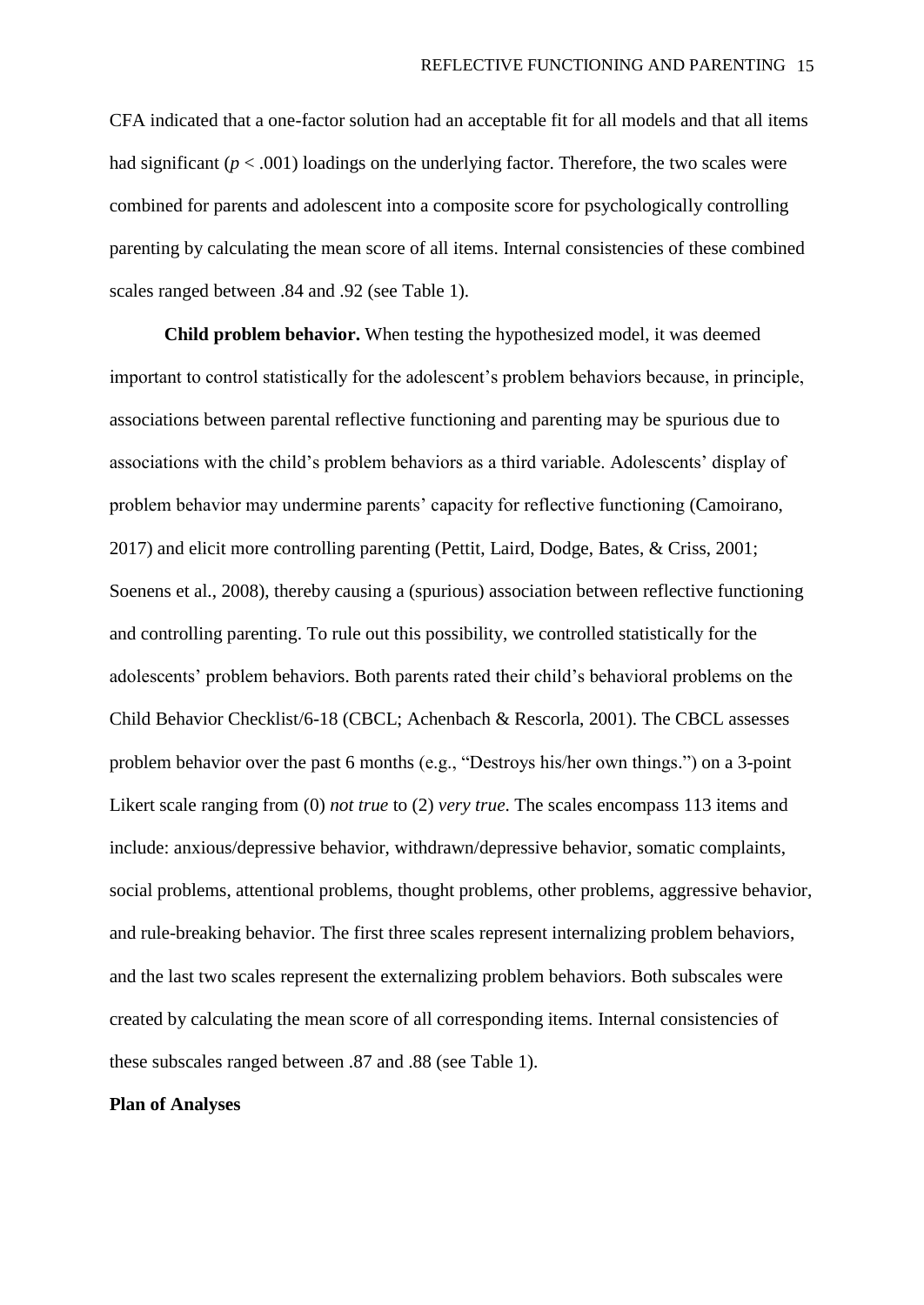CFA indicated that a one-factor solution had an acceptable fit for all models and that all items had significant ($p < .001$) loadings on the underlying factor. Therefore, the two scales were combined for parents and adolescent into a composite score for psychologically controlling parenting by calculating the mean score of all items. Internal consistencies of these combined scales ranged between .84 and .92 (see Table 1).

**Child problem behavior.** When testing the hypothesized model, it was deemed important to control statistically for the adolescent's problem behaviors because, in principle, associations between parental reflective functioning and parenting may be spurious due to associations with the child's problem behaviors as a third variable. Adolescents' display of problem behavior may undermine parents' capacity for reflective functioning (Camoirano, 2017) and elicit more controlling parenting (Pettit, Laird, Dodge, Bates, & Criss, 2001; Soenens et al., 2008), thereby causing a (spurious) association between reflective functioning and controlling parenting. To rule out this possibility, we controlled statistically for the adolescents' problem behaviors. Both parents rated their child's behavioral problems on the Child Behavior Checklist/6-18 (CBCL; Achenbach & Rescorla, 2001). The CBCL assesses problem behavior over the past 6 months (e.g., "Destroys his/her own things.") on a 3-point Likert scale ranging from (0) *not true* to (2) *very true*. The scales encompass 113 items and include: anxious/depressive behavior, withdrawn/depressive behavior, somatic complaints, social problems, attentional problems, thought problems, other problems, aggressive behavior, and rule-breaking behavior. The first three scales represent internalizing problem behaviors, and the last two scales represent the externalizing problem behaviors. Both subscales were created by calculating the mean score of all corresponding items. Internal consistencies of these subscales ranged between .87 and .88 (see Table 1).

## Plan of Analyses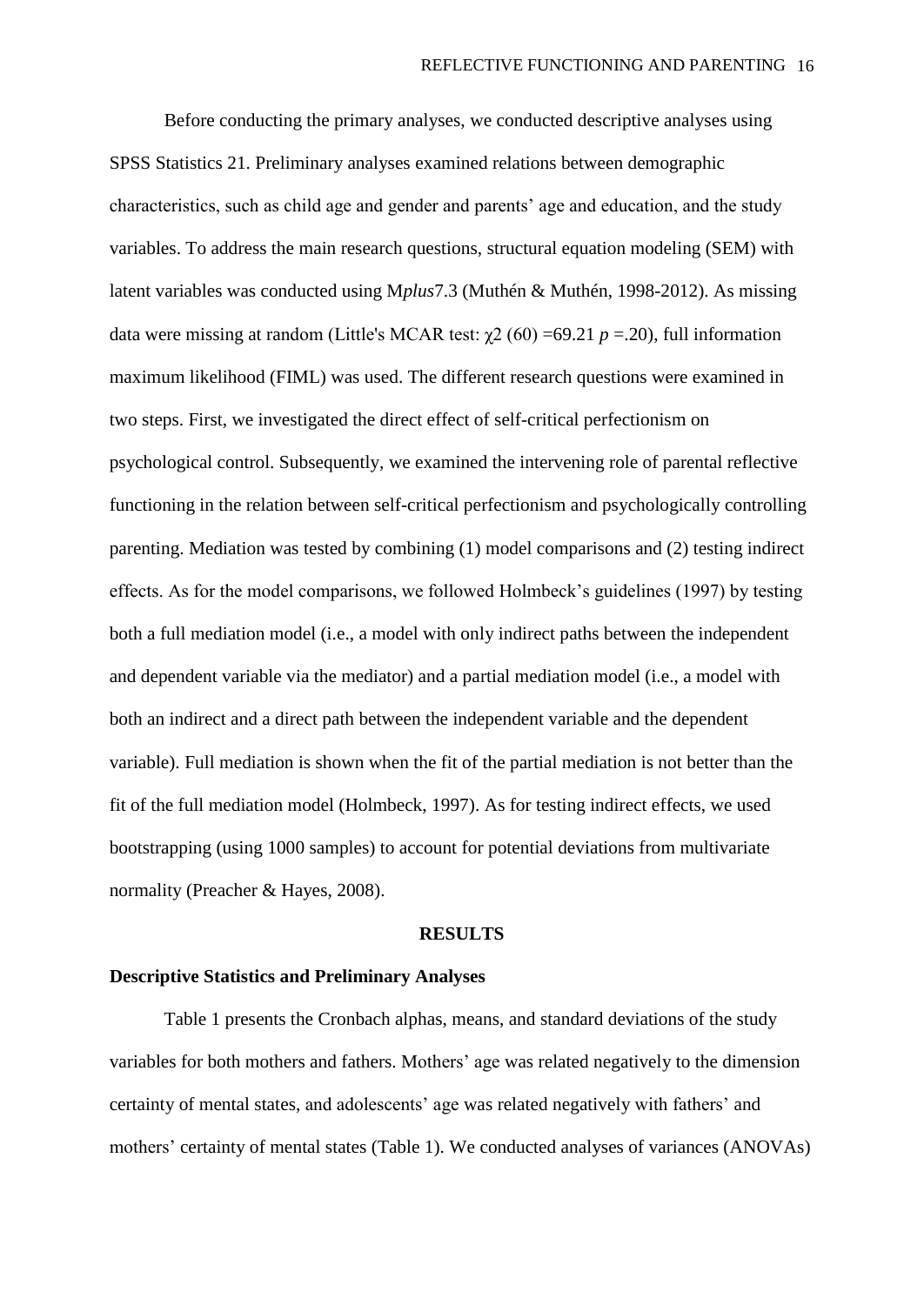Before conducting the primary analyses, we conducted descriptive analyses using SPSS Statistics 21. Preliminary analyses examined relations between demographic characteristics, such as child age and gender and parents' age and education, and the study variables. To address the main research questions, structural equation modeling (SEM) with latent variables was conducted using M*plus*7.3 (Muthén & Muthén, 1998-2012). As missing data were missing at random (Little's MCAR test: $\chi 2$ (60) =69.21 $p$ =.20), full information maximum likelihood (FIML) was used. The different research questions were examined in two steps. First, we investigated the direct effect of self-critical perfectionism on psychological control. Subsequently, we examined the intervening role of parental reflective functioning in the relation between self-critical perfectionism and psychologically controlling parenting. Mediation was tested by combining (1) model comparisons and (2) testing indirect effects. As for the model comparisons, we followed Holmbeck's guidelines (1997) by testing both a full mediation model (i.e., a model with only indirect paths between the independent and dependent variable via the mediator) and a partial mediation model (i.e., a model with both an indirect and a direct path between the independent variable and the dependent variable). Full mediation is shown when the fit of the partial mediation is not better than the fit of the full mediation model (Holmbeck, 1997). As for testing indirect effects, we used bootstrapping (using 1000 samples) to account for potential deviations from multivariate normality (Preacher & Hayes, 2008).

## RESULTS

### Descriptive Statistics and Preliminary Analyses

Table 1 presents the Cronbach alphas, means, and standard deviations of the study variables for both mothers and fathers. Mothers' age was related negatively to the dimension certainty of mental states, and adolescents' age was related negatively with fathers' and mothers' certainty of mental states (Table 1). We conducted analyses of variances (ANOVAs)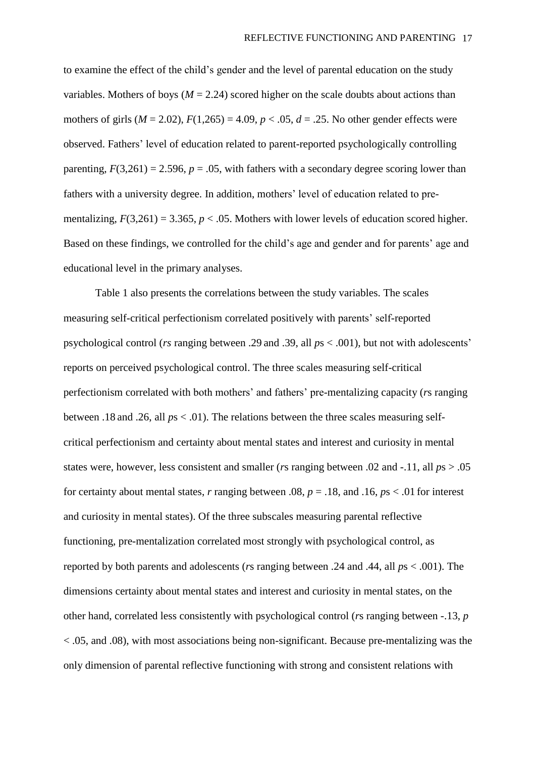to examine the effect of the child's gender and the level of parental education on the study variables. Mothers of boys ($M = 2.24$) scored higher on the scale doubts about actions than mothers of girls ($M = 2.02$), $F(1,265) = 4.09$, $p < .05$, $d = .25$. No other gender effects were observed. Fathers' level of education related to parent-reported psychologically controlling parenting, $F(3,261) = 2.596$, $p = .05$, with fathers with a secondary degree scoring lower than fathers with a university degree. In addition, mothers' level of education related to pre-mentalizing, $F(3,261) = 3.365$, $p < .05$. Mothers with lower levels of education scored higher. Based on these findings, we controlled for the child's age and gender and for parents' age and educational level in the primary analyses.

Table 1 also presents the correlations between the study variables. The scales measuring self-critical perfectionism correlated positively with parents' self-reported psychological control (*rs* ranging between .29 and .39, all *p*s < .001), but not with adolescents' reports on perceived psychological control. The three scales measuring self-critical perfectionism correlated with both mothers' and fathers' pre-mentalizing capacity (*r*s ranging between .18 and .26, all *p*s < .01). The relations between the three scales measuring self-critical perfectionism and certainty about mental states and interest and curiosity in mental states were, however, less consistent and smaller (*r*s ranging between .02 and -.11, all *p*s > .05 for certainty about mental states, *r* ranging between .08, $p = .18$, and .16, *p*s < .01 for interest and curiosity in mental states). Of the three subscales measuring parental reflective functioning, pre-mentalization correlated most strongly with psychological control, as reported by both parents and adolescents (*r*s ranging between .24 and .44, all *p*s < .001). The dimensions certainty about mental states and interest and curiosity in mental states, on the other hand, correlated less consistently with psychological control (*r*s ranging between -.13, $p < .05$, and .08), with most associations being non-significant. Because pre-mentalizing was the only dimension of parental reflective functioning with strong and consistent relations with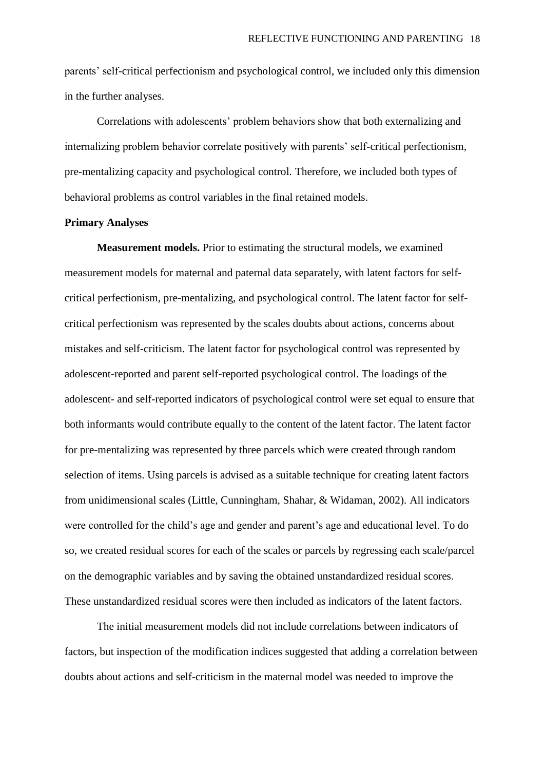parents' self-critical perfectionism and psychological control, we included only this dimension in the further analyses.

Correlations with adolescents' problem behaviors show that both externalizing and internalizing problem behavior correlate positively with parents' self-critical perfectionism, pre-mentalizing capacity and psychological control. Therefore, we included both types of behavioral problems as control variables in the final retained models.

## Primary Analyses

**Measurement models.** Prior to estimating the structural models, we examined measurement models for maternal and paternal data separately, with latent factors for self-critical perfectionism, pre-mentalizing, and psychological control. The latent factor for self-critical perfectionism was represented by the scales doubts about actions, concerns about mistakes and self-criticism. The latent factor for psychological control was represented by adolescent-reported and parent self-reported psychological control. The loadings of the adolescent- and self-reported indicators of psychological control were set equal to ensure that both informants would contribute equally to the content of the latent factor. The latent factor for pre-mentalizing was represented by three parcels which were created through random selection of items. Using parcels is advised as a suitable technique for creating latent factors from unidimensional scales (Little, Cunningham, Shahar, & Widaman, 2002). All indicators were controlled for the child's age and gender and parent's age and educational level. To do so, we created residual scores for each of the scales or parcels by regressing each scale/parcel on the demographic variables and by saving the obtained unstandardized residual scores. These unstandardized residual scores were then included as indicators of the latent factors.

The initial measurement models did not include correlations between indicators of factors, but inspection of the modification indices suggested that adding a correlation between doubts about actions and self-criticism in the maternal model was needed to improve the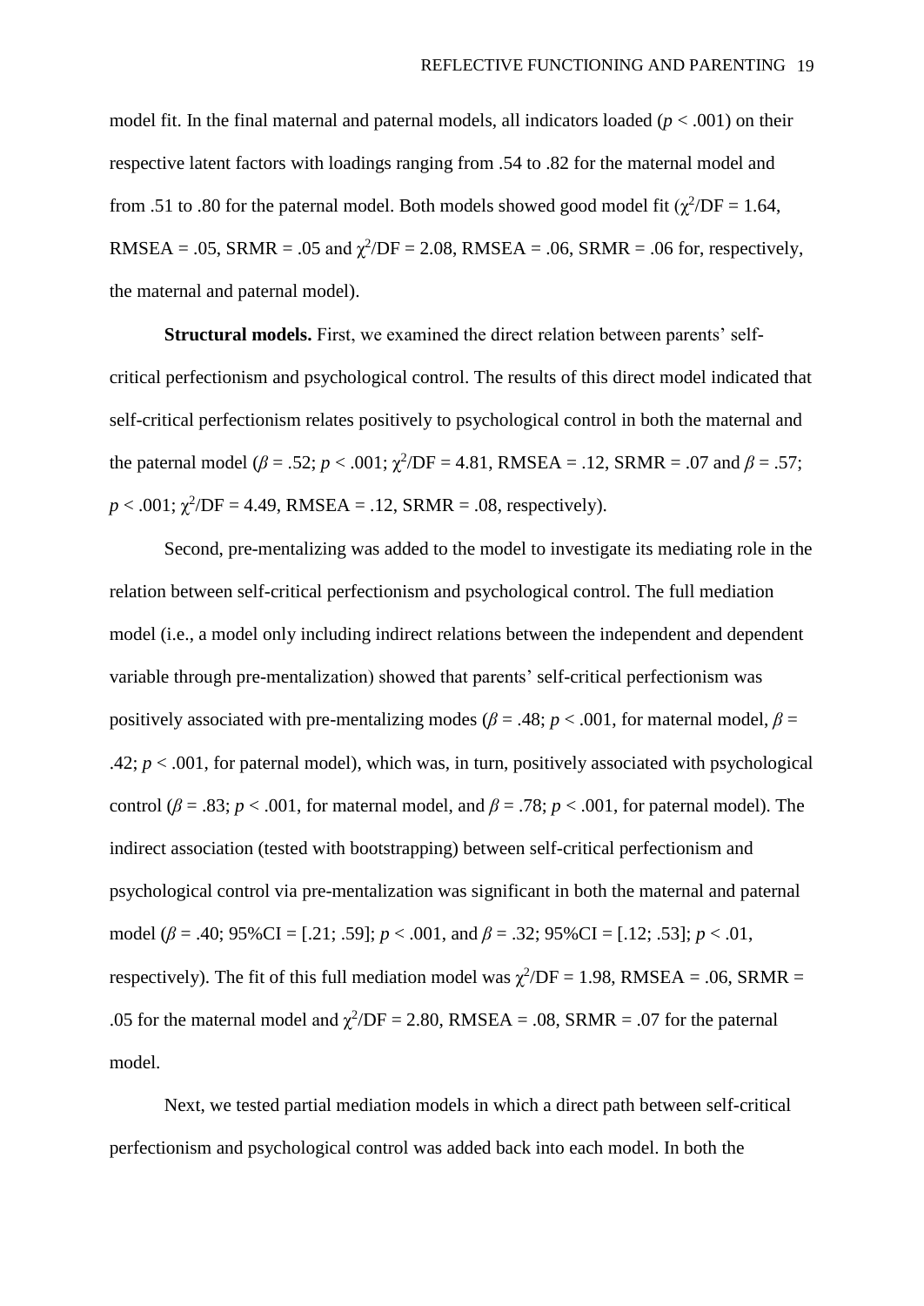model fit. In the final maternal and paternal models, all indicators loaded ($p < .001$) on their respective latent factors with loadings ranging from .54 to .82 for the maternal model and from .51 to .80 for the paternal model. Both models showed good model fit ($\chi^2$/DF = 1.64, RMSEA = .05, SRMR = .05 and $\chi^2$/DF = 2.08, RMSEA = .06, SRMR = .06 for, respectively, the maternal and paternal model).

**Structural models.** First, we examined the direct relation between parents' self-critical perfectionism and psychological control. The results of this direct model indicated that self-critical perfectionism relates positively to psychological control in both the maternal and the paternal model ($\beta = .52$; $p < .001$; $\chi^2$/DF = 4.81, RMSEA = .12, SRMR = .07 and $\beta = .57$; $p < .001$; $\chi^2$/DF = 4.49, RMSEA = .12, SRMR = .08, respectively).

Second, pre-mentalizing was added to the model to investigate its mediating role in the relation between self-critical perfectionism and psychological control. The full mediation model (i.e., a model only including indirect relations between the independent and dependent variable through pre-mentalization) showed that parents' self-critical perfectionism was positively associated with pre-mentalizing modes ($\beta = .48$; $p < .001$, for maternal model, $\beta = .42$; $p < .001$, for paternal model), which was, in turn, positively associated with psychological control ($\beta = .83$; $p < .001$, for maternal model, and $\beta = .78$; $p < .001$, for paternal model). The indirect association (tested with bootstrapping) between self-critical perfectionism and psychological control via pre-mentalization was significant in both the maternal and paternal model ($\beta = .40$; 95%CI = [.21; .59]; $p < .001$, and $\beta = .32$; 95%CI = [.12; .53]; $p < .01$, respectively). The fit of this full mediation model was $\chi^2$/DF = 1.98, RMSEA = .06, SRMR = .05 for the maternal model and $\chi^2$/DF = 2.80, RMSEA = .08, SRMR = .07 for the paternal model.

Next, we tested partial mediation models in which a direct path between self-critical perfectionism and psychological control was added back into each model. In both the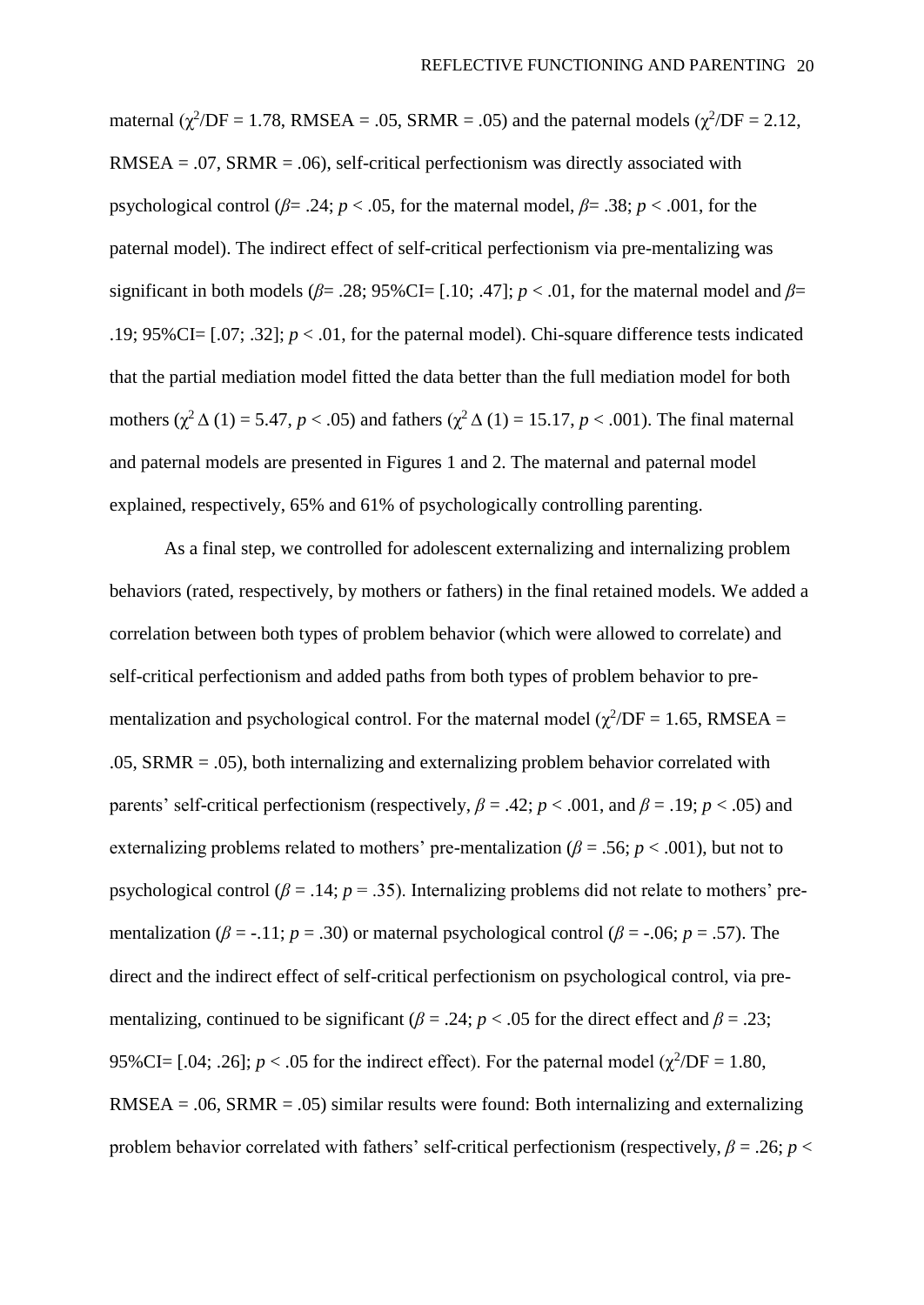maternal ($\chi^2$/DF = 1.78, RMSEA = .05, SRMR = .05) and the paternal models ($\chi^2$/DF = 2.12, RMSEA = .07, SRMR = .06), self-critical perfectionism was directly associated with psychological control ($\beta$= .24; $p$ < .05, for the maternal model, $\beta$= .38; $p$ < .001, for the paternal model). The indirect effect of self-critical perfectionism via pre-mentalizing was significant in both models ($\beta$= .28; 95%CI= [.10; .47]; $p$ < .01, for the maternal model and $\beta$= .19; 95%CI= [.07; .32]; $p$ < .01, for the paternal model). Chi-square difference tests indicated that the partial mediation model fitted the data better than the full mediation model for both mothers ($\chi^2 \Delta$ (1) = 5.47, $p$ < .05) and fathers ($\chi^2 \Delta$ (1) = 15.17, $p$ < .001). The final maternal and paternal models are presented in Figures 1 and 2. The maternal and paternal model explained, respectively, 65% and 61% of psychologically controlling parenting.

As a final step, we controlled for adolescent externalizing and internalizing problem behaviors (rated, respectively, by mothers or fathers) in the final retained models. We added a correlation between both types of problem behavior (which were allowed to correlate) and self-critical perfectionism and added paths from both types of problem behavior to pre-mentalization and psychological control. For the maternal model ($\chi^2$/DF = 1.65, RMSEA = .05, SRMR = .05), both internalizing and externalizing problem behavior correlated with parents' self-critical perfectionism (respectively, $\beta$ = .42; $p$ < .001, and $\beta$ = .19; $p$ < .05) and externalizing problems related to mothers' pre-mentalization ($\beta$ = .56; $p$ < .001), but not to psychological control ($\beta$ = .14; $p$ = .35). Internalizing problems did not relate to mothers' pre-mentalization ($\beta$ = -.11; $p$ = .30) or maternal psychological control ($\beta$ = -.06; $p$ = .57). The direct and the indirect effect of self-critical perfectionism on psychological control, via pre-mentalizing, continued to be significant ($\beta$ = .24; $p$ < .05 for the direct effect and $\beta$ = .23; 95%CI= [.04; .26]; $p$ < .05 for the indirect effect). For the paternal model ($\chi^2$/DF = 1.80, RMSEA = .06, SRMR = .05) similar results were found: Both internalizing and externalizing problem behavior correlated with fathers' self-critical perfectionism (respectively, $\beta$ = .26; $p$ <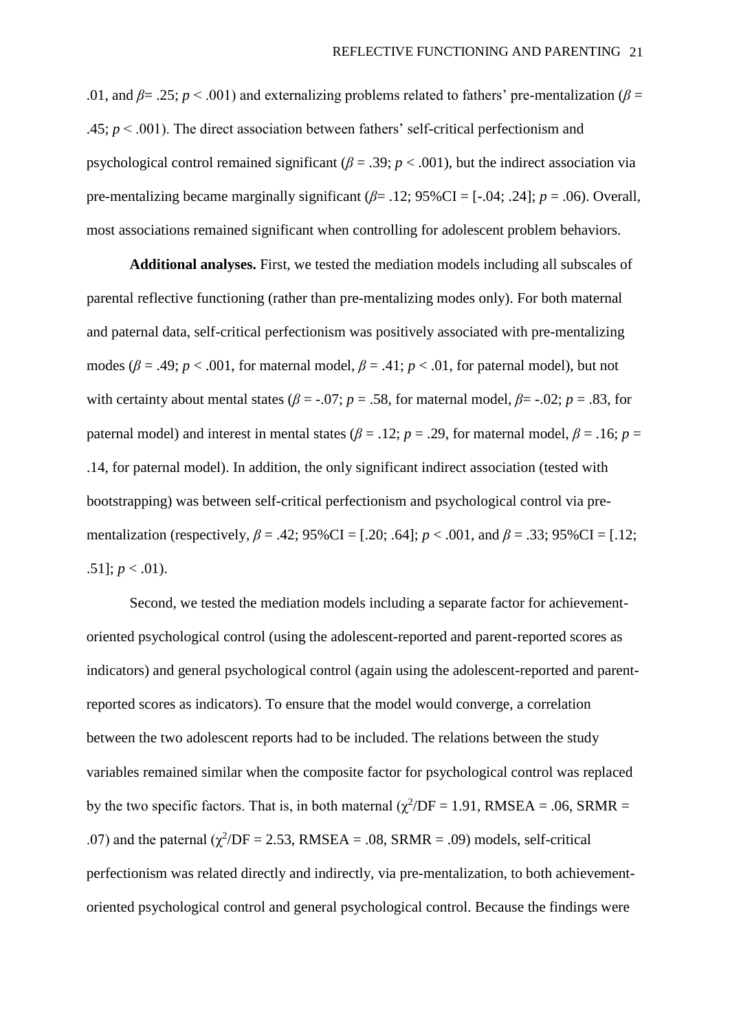.01, and $\beta$= .25; $p < .001$) and externalizing problems related to fathers' pre-mentalization ($\beta$ = .45; $p < .001$). The direct association between fathers' self-critical perfectionism and psychological control remained significant ($\beta$ = .39; $p < .001$), but the indirect association via pre-mentalizing became marginally significant ($\beta$= .12; 95%CI = [-.04; .24]; $p$ = .06). Overall, most associations remained significant when controlling for adolescent problem behaviors.

**Additional analyses.** First, we tested the mediation models including all subscales of parental reflective functioning (rather than pre-mentalizing modes only). For both maternal and paternal data, self-critical perfectionism was positively associated with pre-mentalizing modes ($\beta$ = .49; $p < .001$, for maternal model, $\beta$ = .41; $p < .01$, for paternal model), but not with certainty about mental states ($\beta$ = -.07; $p$ = .58, for maternal model, $\beta$= -.02; $p$ = .83, for paternal model) and interest in mental states ($\beta$ = .12; $p$ = .29, for maternal model, $\beta$ = .16; $p$ = .14, for paternal model). In addition, the only significant indirect association (tested with bootstrapping) was between self-critical perfectionism and psychological control via pre-mentalization (respectively, $\beta$ = .42; 95%CI = [.20; .64]; $p < .001$, and $\beta$ = .33; 95%CI = [.12; .51]; $p < .01$).

Second, we tested the mediation models including a separate factor for achievement-oriented psychological control (using the adolescent-reported and parent-reported scores as indicators) and general psychological control (again using the adolescent-reported and parent-reported scores as indicators). To ensure that the model would converge, a correlation between the two adolescent reports had to be included. The relations between the study variables remained similar when the composite factor for psychological control was replaced by the two specific factors. That is, in both maternal ($\chi^2$/DF = 1.91, RMSEA = .06, SRMR = .07) and the paternal ($\chi^2$/DF = 2.53, RMSEA = .08, SRMR = .09) models, self-critical perfectionism was related directly and indirectly, via pre-mentalization, to both achievement-oriented psychological control and general psychological control. Because the findings were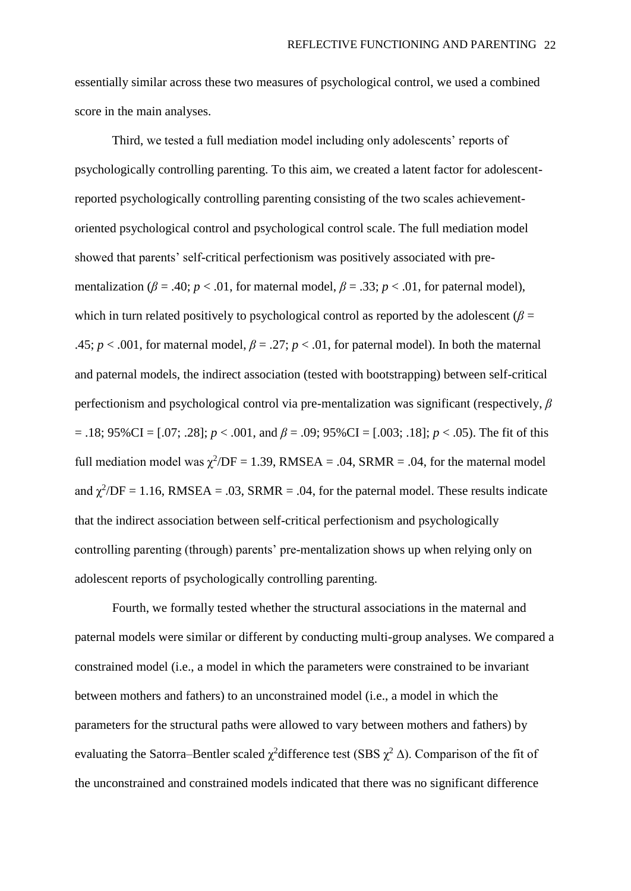essentially similar across these two measures of psychological control, we used a combined score in the main analyses.

Third, we tested a full mediation model including only adolescents' reports of psychologically controlling parenting. To this aim, we created a latent factor for adolescent-reported psychologically controlling parenting consisting of the two scales achievement-oriented psychological control and psychological control scale. The full mediation model showed that parents' self-critical perfectionism was positively associated with pre-mentalization ($\beta = .40$; $p < .01$, for maternal model, $\beta = .33$; $p < .01$, for paternal model), which in turn related positively to psychological control as reported by the adolescent ($\beta = .45$; $p < .001$, for maternal model, $\beta = .27$; $p < .01$, for paternal model). In both the maternal and paternal models, the indirect association (tested with bootstrapping) between self-critical perfectionism and psychological control via pre-mentalization was significant (respectively, $\beta = .18$; 95%CI = [.07; .28]; $p < .001$, and $\beta = .09$; 95%CI = [.003; .18]; $p < .05$). The fit of this full mediation model was $\chi^2$/DF = 1.39, RMSEA = .04, SRMR = .04, for the maternal model and $\chi^2$/DF = 1.16, RMSEA = .03, SRMR = .04, for the paternal model. These results indicate that the indirect association between self-critical perfectionism and psychologically controlling parenting (through) parents' pre-mentalization shows up when relying only on adolescent reports of psychologically controlling parenting.

Fourth, we formally tested whether the structural associations in the maternal and paternal models were similar or different by conducting multi-group analyses. We compared a constrained model (i.e., a model in which the parameters were constrained to be invariant between mothers and fathers) to an unconstrained model (i.e., a model in which the parameters for the structural paths were allowed to vary between mothers and fathers) by evaluating the Satorra–Bentler scaled $\chi^2$difference test (SBS $\chi^2$ $\Delta$). Comparison of the fit of the unconstrained and constrained models indicated that there was no significant difference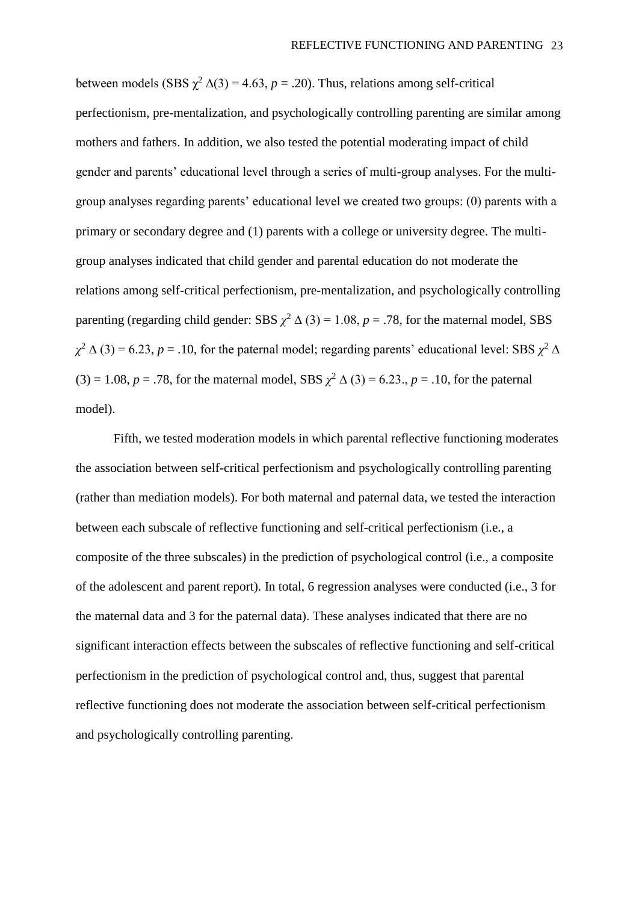between models (SBS $\chi^2$ $\Delta(3) = 4.63$, $p = .20$). Thus, relations among self-critical perfectionism, pre-mentalization, and psychologically controlling parenting are similar among mothers and fathers. In addition, we also tested the potential moderating impact of child gender and parents' educational level through a series of multi-group analyses. For the multi-group analyses regarding parents' educational level we created two groups: (0) parents with a primary or secondary degree and (1) parents with a college or university degree. The multi-group analyses indicated that child gender and parental education do not moderate the relations among self-critical perfectionism, pre-mentalization, and psychologically controlling parenting (regarding child gender: SBS $\chi^2$ $\Delta$ $(3) = 1.08$, $p = .78$, for the maternal model, SBS $\chi^2$ $\Delta$ $(3) = 6.23$, $p = .10$, for the paternal model; regarding parents' educational level: SBS $\chi^2$ $\Delta$ $(3) = 1.08$, $p = .78$, for the maternal model, SBS $\chi^2$ $\Delta$ $(3) = 6.23.$, $p = .10$, for the paternal model).

Fifth, we tested moderation models in which parental reflective functioning moderates the association between self-critical perfectionism and psychologically controlling parenting (rather than mediation models). For both maternal and paternal data, we tested the interaction between each subscale of reflective functioning and self-critical perfectionism (i.e., a composite of the three subscales) in the prediction of psychological control (i.e., a composite of the adolescent and parent report). In total, 6 regression analyses were conducted (i.e., 3 for the maternal data and 3 for the paternal data). These analyses indicated that there are no significant interaction effects between the subscales of reflective functioning and self-critical perfectionism in the prediction of psychological control and, thus, suggest that parental reflective functioning does not moderate the association between self-critical perfectionism and psychologically controlling parenting.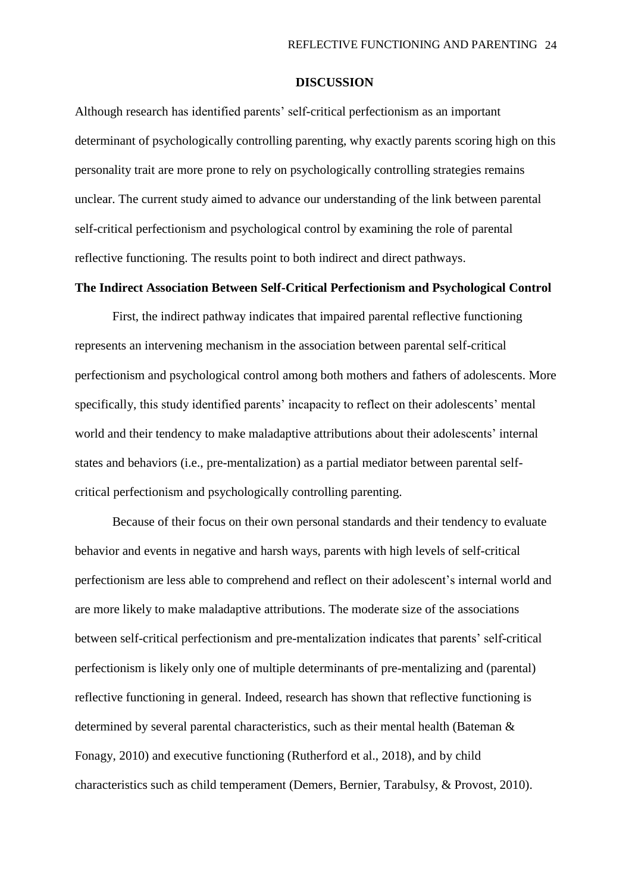## DISCUSSION

Although research has identified parents' self-critical perfectionism as an important determinant of psychologically controlling parenting, why exactly parents scoring high on this personality trait are more prone to rely on psychologically controlling strategies remains unclear. The current study aimed to advance our understanding of the link between parental self-critical perfectionism and psychological control by examining the role of parental reflective functioning. The results point to both indirect and direct pathways.

### The Indirect Association Between Self-Critical Perfectionism and Psychological Control

First, the indirect pathway indicates that impaired parental reflective functioning represents an intervening mechanism in the association between parental self-critical perfectionism and psychological control among both mothers and fathers of adolescents. More specifically, this study identified parents' incapacity to reflect on their adolescents' mental world and their tendency to make maladaptive attributions about their adolescents' internal states and behaviors (i.e., pre-mentalization) as a partial mediator between parental self-critical perfectionism and psychologically controlling parenting.

Because of their focus on their own personal standards and their tendency to evaluate behavior and events in negative and harsh ways, parents with high levels of self-critical perfectionism are less able to comprehend and reflect on their adolescent's internal world and are more likely to make maladaptive attributions. The moderate size of the associations between self-critical perfectionism and pre-mentalization indicates that parents' self-critical perfectionism is likely only one of multiple determinants of pre-mentalizing and (parental) reflective functioning in general. Indeed, research has shown that reflective functioning is determined by several parental characteristics, such as their mental health (Bateman & Fonagy, 2010) and executive functioning (Rutherford et al., 2018), and by child characteristics such as child temperament (Demers, Bernier, Tarabulsy, & Provost, 2010).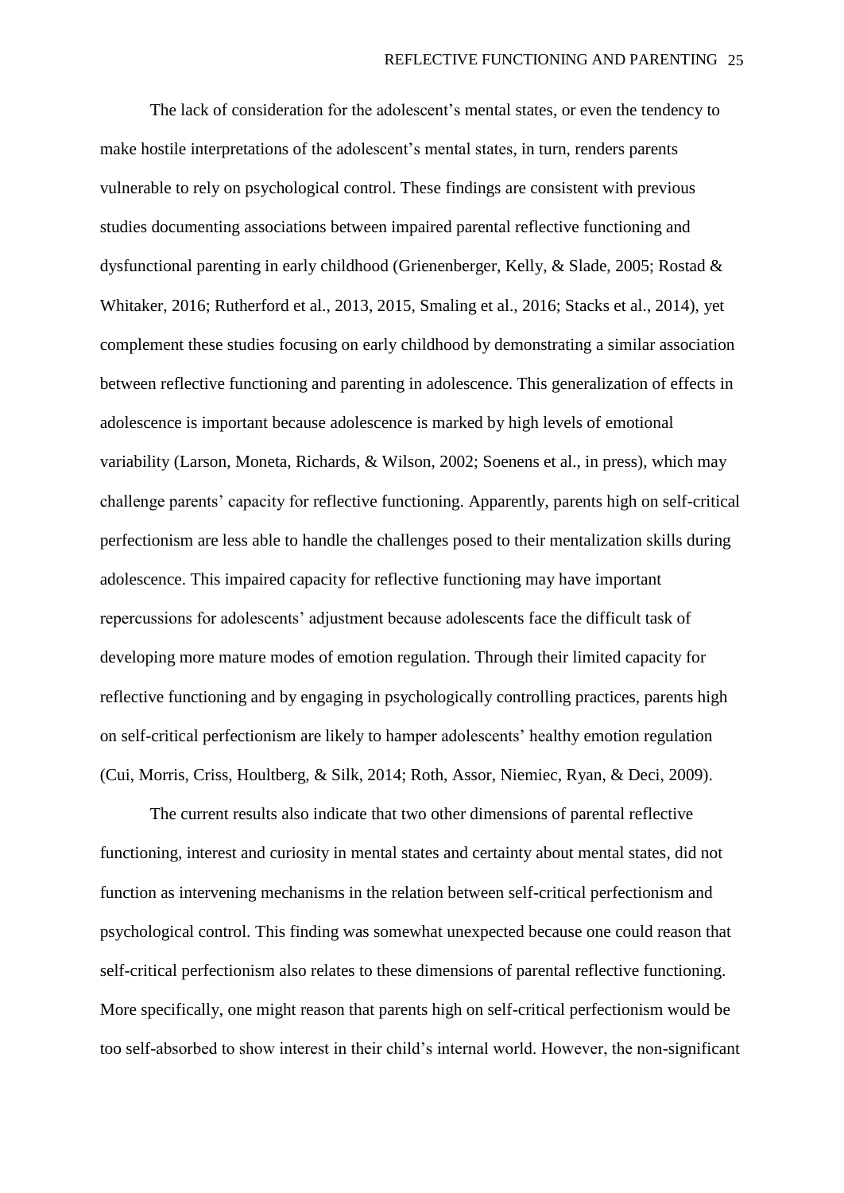The lack of consideration for the adolescent's mental states, or even the tendency to make hostile interpretations of the adolescent's mental states, in turn, renders parents vulnerable to rely on psychological control. These findings are consistent with previous studies documenting associations between impaired parental reflective functioning and dysfunctional parenting in early childhood (Grienenberger, Kelly, & Slade, 2005; Rostad & Whitaker, 2016; Rutherford et al., 2013, 2015, Smaling et al., 2016; Stacks et al., 2014), yet complement these studies focusing on early childhood by demonstrating a similar association between reflective functioning and parenting in adolescence. This generalization of effects in adolescence is important because adolescence is marked by high levels of emotional variability (Larson, Moneta, Richards, & Wilson, 2002; Soenens et al., in press), which may challenge parents' capacity for reflective functioning. Apparently, parents high on self-critical perfectionism are less able to handle the challenges posed to their mentalization skills during adolescence. This impaired capacity for reflective functioning may have important repercussions for adolescents' adjustment because adolescents face the difficult task of developing more mature modes of emotion regulation. Through their limited capacity for reflective functioning and by engaging in psychologically controlling practices, parents high on self-critical perfectionism are likely to hamper adolescents' healthy emotion regulation (Cui, Morris, Criss, Houltberg, & Silk, 2014; Roth, Assor, Niemiec, Ryan, & Deci, 2009).

The current results also indicate that two other dimensions of parental reflective functioning, interest and curiosity in mental states and certainty about mental states, did not function as intervening mechanisms in the relation between self-critical perfectionism and psychological control. This finding was somewhat unexpected because one could reason that self-critical perfectionism also relates to these dimensions of parental reflective functioning. More specifically, one might reason that parents high on self-critical perfectionism would be too self-absorbed to show interest in their child's internal world. However, the non-significant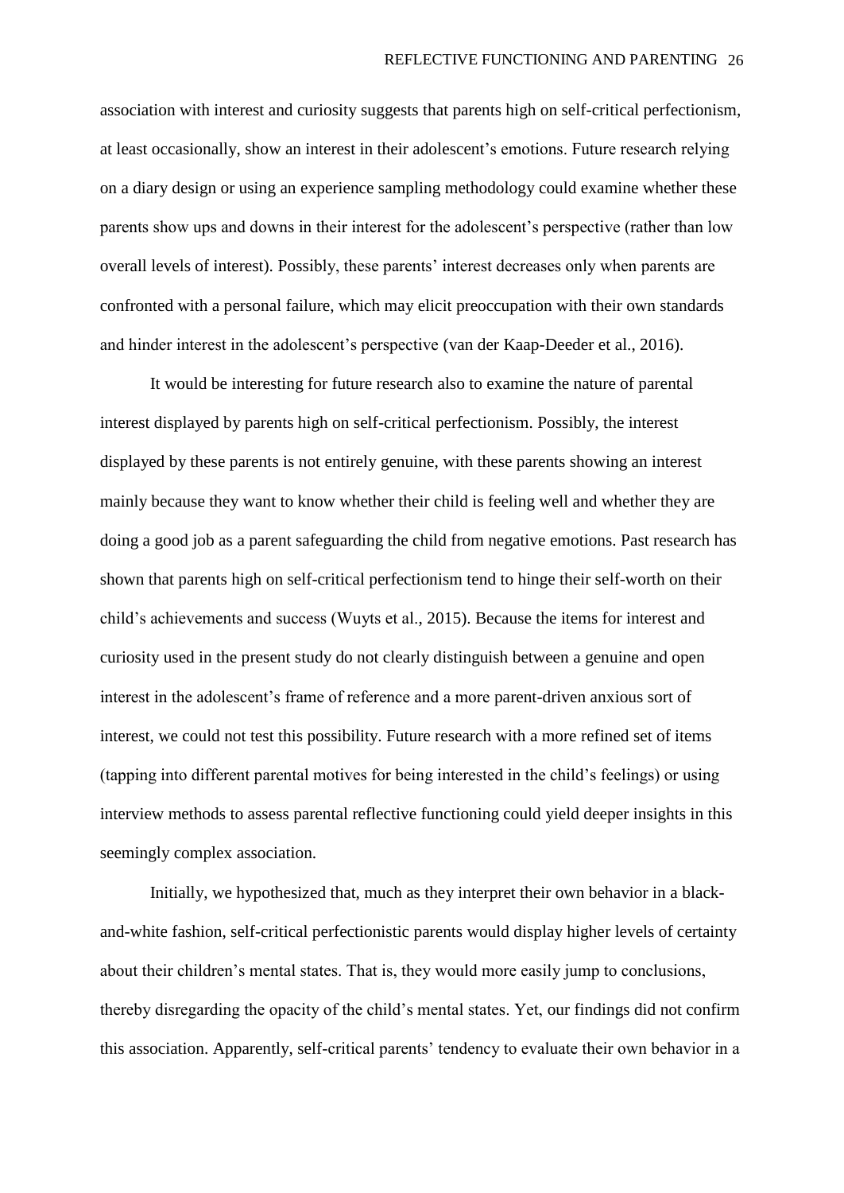association with interest and curiosity suggests that parents high on self-critical perfectionism, at least occasionally, show an interest in their adolescent's emotions. Future research relying on a diary design or using an experience sampling methodology could examine whether these parents show ups and downs in their interest for the adolescent's perspective (rather than low overall levels of interest). Possibly, these parents' interest decreases only when parents are confronted with a personal failure, which may elicit preoccupation with their own standards and hinder interest in the adolescent's perspective (van der Kaap-Deeder et al., 2016).

It would be interesting for future research also to examine the nature of parental interest displayed by parents high on self-critical perfectionism. Possibly, the interest displayed by these parents is not entirely genuine, with these parents showing an interest mainly because they want to know whether their child is feeling well and whether they are doing a good job as a parent safeguarding the child from negative emotions. Past research has shown that parents high on self-critical perfectionism tend to hinge their self-worth on their child's achievements and success (Wuyts et al., 2015). Because the items for interest and curiosity used in the present study do not clearly distinguish between a genuine and open interest in the adolescent's frame of reference and a more parent-driven anxious sort of interest, we could not test this possibility. Future research with a more refined set of items (tapping into different parental motives for being interested in the child's feelings) or using interview methods to assess parental reflective functioning could yield deeper insights in this seemingly complex association.

Initially, we hypothesized that, much as they interpret their own behavior in a black-and-white fashion, self-critical perfectionistic parents would display higher levels of certainty about their children's mental states. That is, they would more easily jump to conclusions, thereby disregarding the opacity of the child's mental states. Yet, our findings did not confirm this association. Apparently, self-critical parents' tendency to evaluate their own behavior in a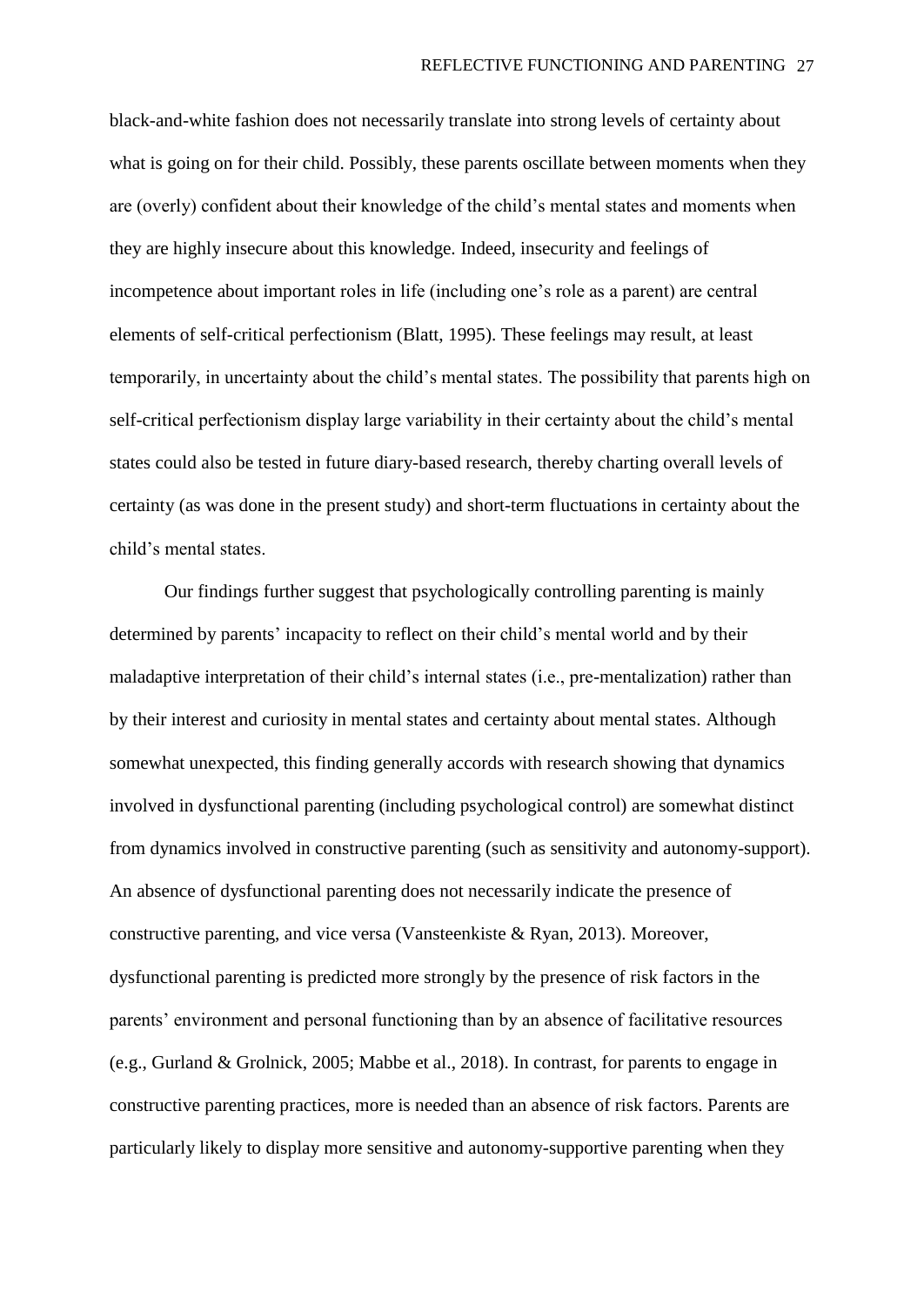black-and-white fashion does not necessarily translate into strong levels of certainty about what is going on for their child. Possibly, these parents oscillate between moments when they are (overly) confident about their knowledge of the child's mental states and moments when they are highly insecure about this knowledge. Indeed, insecurity and feelings of incompetence about important roles in life (including one's role as a parent) are central elements of self-critical perfectionism (Blatt, 1995). These feelings may result, at least temporarily, in uncertainty about the child's mental states. The possibility that parents high on self-critical perfectionism display large variability in their certainty about the child's mental states could also be tested in future diary-based research, thereby charting overall levels of certainty (as was done in the present study) and short-term fluctuations in certainty about the child's mental states.

Our findings further suggest that psychologically controlling parenting is mainly determined by parents' incapacity to reflect on their child's mental world and by their maladaptive interpretation of their child's internal states (i.e., pre-mentalization) rather than by their interest and curiosity in mental states and certainty about mental states. Although somewhat unexpected, this finding generally accords with research showing that dynamics involved in dysfunctional parenting (including psychological control) are somewhat distinct from dynamics involved in constructive parenting (such as sensitivity and autonomy-support). An absence of dysfunctional parenting does not necessarily indicate the presence of constructive parenting, and vice versa (Vansteenkiste & Ryan, 2013). Moreover, dysfunctional parenting is predicted more strongly by the presence of risk factors in the parents' environment and personal functioning than by an absence of facilitative resources (e.g., Gurland & Grolnick, 2005; Mabbe et al., 2018). In contrast, for parents to engage in constructive parenting practices, more is needed than an absence of risk factors. Parents are particularly likely to display more sensitive and autonomy-supportive parenting when they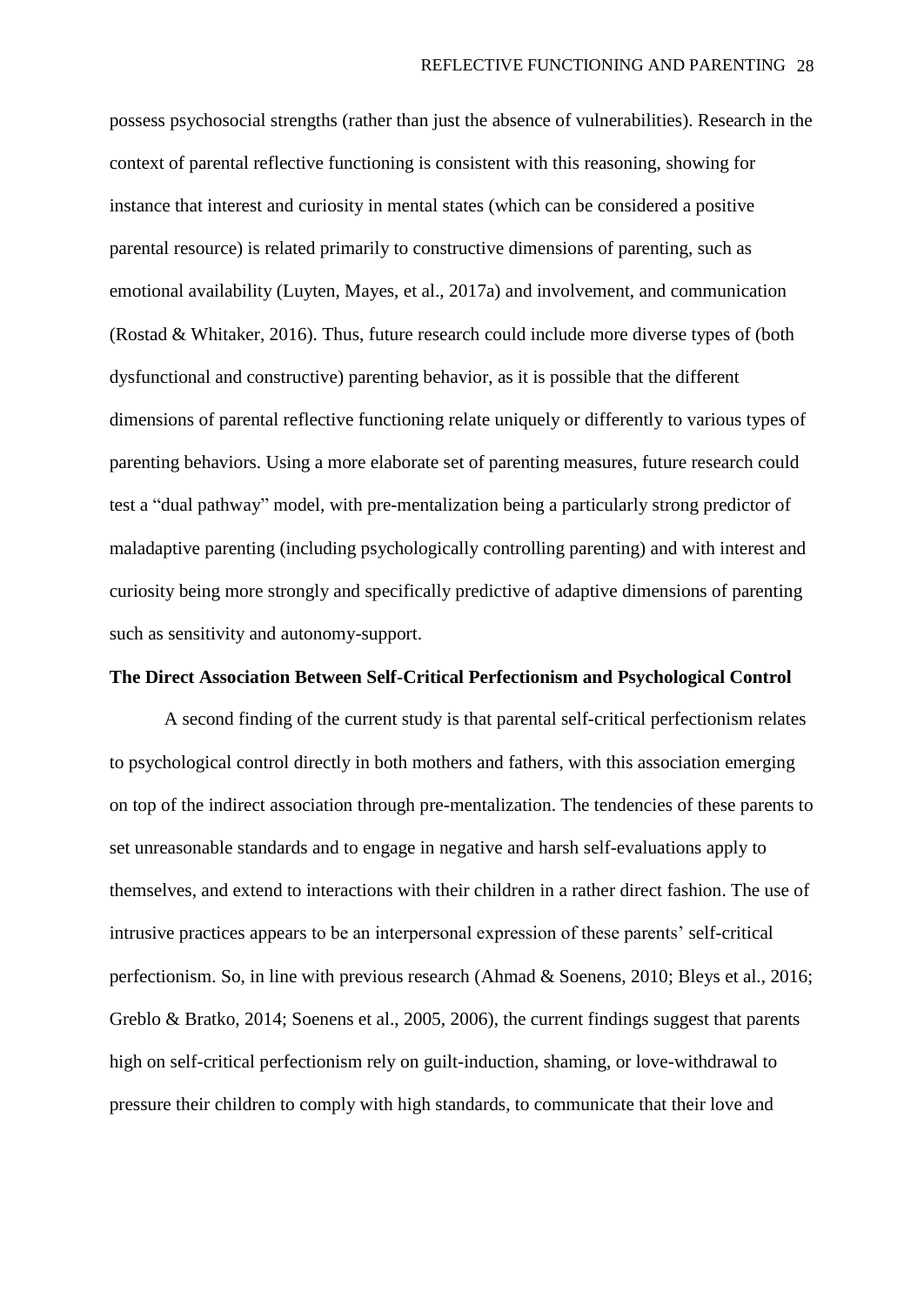possess psychosocial strengths (rather than just the absence of vulnerabilities). Research in the context of parental reflective functioning is consistent with this reasoning, showing for instance that interest and curiosity in mental states (which can be considered a positive parental resource) is related primarily to constructive dimensions of parenting, such as emotional availability (Luyten, Mayes, et al., 2017a) and involvement, and communication (Rostad & Whitaker, 2016). Thus, future research could include more diverse types of (both dysfunctional and constructive) parenting behavior, as it is possible that the different dimensions of parental reflective functioning relate uniquely or differently to various types of parenting behaviors. Using a more elaborate set of parenting measures, future research could test a "dual pathway" model, with pre-mentalization being a particularly strong predictor of maladaptive parenting (including psychologically controlling parenting) and with interest and curiosity being more strongly and specifically predictive of adaptive dimensions of parenting such as sensitivity and autonomy-support.

**The Direct Association Between Self-Critical Perfectionism and Psychological Control**

A second finding of the current study is that parental self-critical perfectionism relates to psychological control directly in both mothers and fathers, with this association emerging on top of the indirect association through pre-mentalization. The tendencies of these parents to set unreasonable standards and to engage in negative and harsh self-evaluations apply to themselves, and extend to interactions with their children in a rather direct fashion. The use of intrusive practices appears to be an interpersonal expression of these parents' self-critical perfectionism. So, in line with previous research (Ahmad & Soenens, 2010; Bleys et al., 2016; Greblo & Bratko, 2014; Soenens et al., 2005, 2006), the current findings suggest that parents high on self-critical perfectionism rely on guilt-induction, shaming, or love-withdrawal to pressure their children to comply with high standards, to communicate that their love and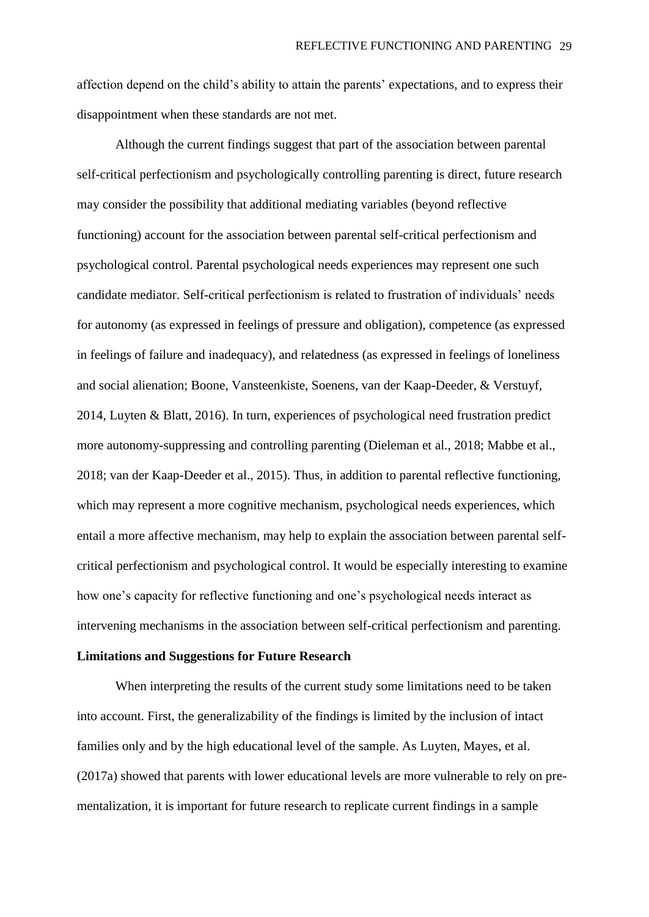affection depend on the child's ability to attain the parents' expectations, and to express their disappointment when these standards are not met.

Although the current findings suggest that part of the association between parental self-critical perfectionism and psychologically controlling parenting is direct, future research may consider the possibility that additional mediating variables (beyond reflective functioning) account for the association between parental self-critical perfectionism and psychological control. Parental psychological needs experiences may represent one such candidate mediator. Self-critical perfectionism is related to frustration of individuals' needs for autonomy (as expressed in feelings of pressure and obligation), competence (as expressed in feelings of failure and inadequacy), and relatedness (as expressed in feelings of loneliness and social alienation; Boone, Vansteenkiste, Soenens, van der Kaap-Deeder, & Verstuyf, 2014, Luyten & Blatt, 2016). In turn, experiences of psychological need frustration predict more autonomy-suppressing and controlling parenting (Dieleman et al., 2018; Mabbe et al., 2018; van der Kaap-Deeder et al., 2015). Thus, in addition to parental reflective functioning, which may represent a more cognitive mechanism, psychological needs experiences, which entail a more affective mechanism, may help to explain the association between parental self-critical perfectionism and psychological control. It would be especially interesting to examine how one's capacity for reflective functioning and one's psychological needs interact as intervening mechanisms in the association between self-critical perfectionism and parenting.

**Limitations and Suggestions for Future Research**

When interpreting the results of the current study some limitations need to be taken into account. First, the generalizability of the findings is limited by the inclusion of intact families only and by the high educational level of the sample. As Luyten, Mayes, et al. (2017a) showed that parents with lower educational levels are more vulnerable to rely on pre-mentalization, it is important for future research to replicate current findings in a sample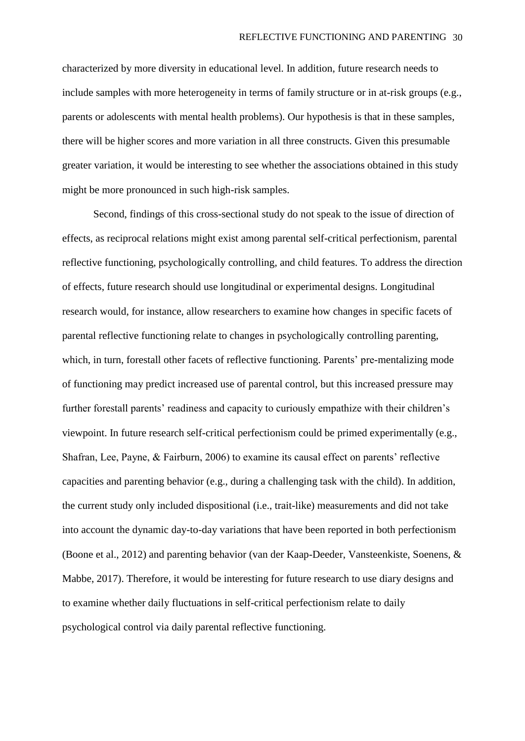characterized by more diversity in educational level. In addition, future research needs to include samples with more heterogeneity in terms of family structure or in at-risk groups (e.g., parents or adolescents with mental health problems). Our hypothesis is that in these samples, there will be higher scores and more variation in all three constructs. Given this presumable greater variation, it would be interesting to see whether the associations obtained in this study might be more pronounced in such high-risk samples.

Second, findings of this cross-sectional study do not speak to the issue of direction of effects, as reciprocal relations might exist among parental self-critical perfectionism, parental reflective functioning, psychologically controlling, and child features. To address the direction of effects, future research should use longitudinal or experimental designs. Longitudinal research would, for instance, allow researchers to examine how changes in specific facets of parental reflective functioning relate to changes in psychologically controlling parenting, which, in turn, forestall other facets of reflective functioning. Parents' pre-mentalizing mode of functioning may predict increased use of parental control, but this increased pressure may further forestall parents' readiness and capacity to curiously empathize with their children's viewpoint. In future research self-critical perfectionism could be primed experimentally (e.g., Shafran, Lee, Payne, & Fairburn, 2006) to examine its causal effect on parents' reflective capacities and parenting behavior (e.g., during a challenging task with the child). In addition, the current study only included dispositional (i.e., trait-like) measurements and did not take into account the dynamic day-to-day variations that have been reported in both perfectionism (Boone et al., 2012) and parenting behavior (van der Kaap-Deeder, Vansteenkiste, Soenens, & Mabbe, 2017). Therefore, it would be interesting for future research to use diary designs and to examine whether daily fluctuations in self-critical perfectionism relate to daily psychological control via daily parental reflective functioning.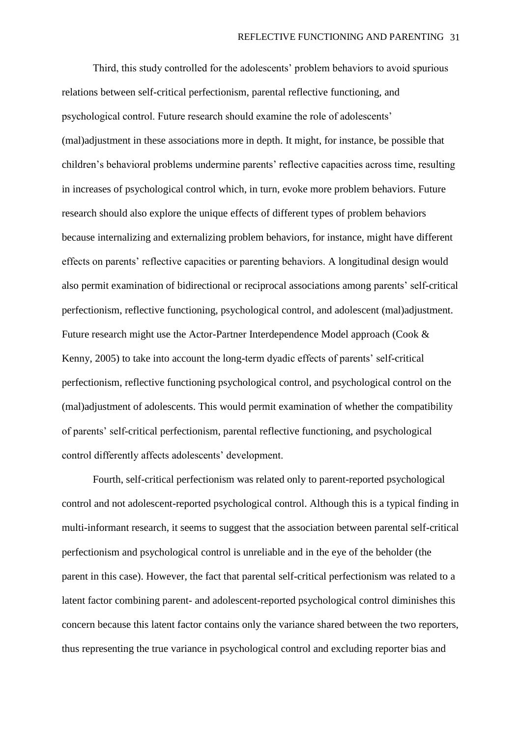Third, this study controlled for the adolescents' problem behaviors to avoid spurious relations between self-critical perfectionism, parental reflective functioning, and psychological control. Future research should examine the role of adolescents' (mal)adjustment in these associations more in depth. It might, for instance, be possible that children's behavioral problems undermine parents' reflective capacities across time, resulting in increases of psychological control which, in turn, evoke more problem behaviors. Future research should also explore the unique effects of different types of problem behaviors because internalizing and externalizing problem behaviors, for instance, might have different effects on parents' reflective capacities or parenting behaviors. A longitudinal design would also permit examination of bidirectional or reciprocal associations among parents' self-critical perfectionism, reflective functioning, psychological control, and adolescent (mal)adjustment. Future research might use the Actor-Partner Interdependence Model approach (Cook & Kenny, 2005) to take into account the long-term dyadic effects of parents' self-critical perfectionism, reflective functioning psychological control, and psychological control on the (mal)adjustment of adolescents. This would permit examination of whether the compatibility of parents' self-critical perfectionism, parental reflective functioning, and psychological control differently affects adolescents' development.

Fourth, self-critical perfectionism was related only to parent-reported psychological control and not adolescent-reported psychological control. Although this is a typical finding in multi-informant research, it seems to suggest that the association between parental self-critical perfectionism and psychological control is unreliable and in the eye of the beholder (the parent in this case). However, the fact that parental self-critical perfectionism was related to a latent factor combining parent- and adolescent-reported psychological control diminishes this concern because this latent factor contains only the variance shared between the two reporters, thus representing the true variance in psychological control and excluding reporter bias and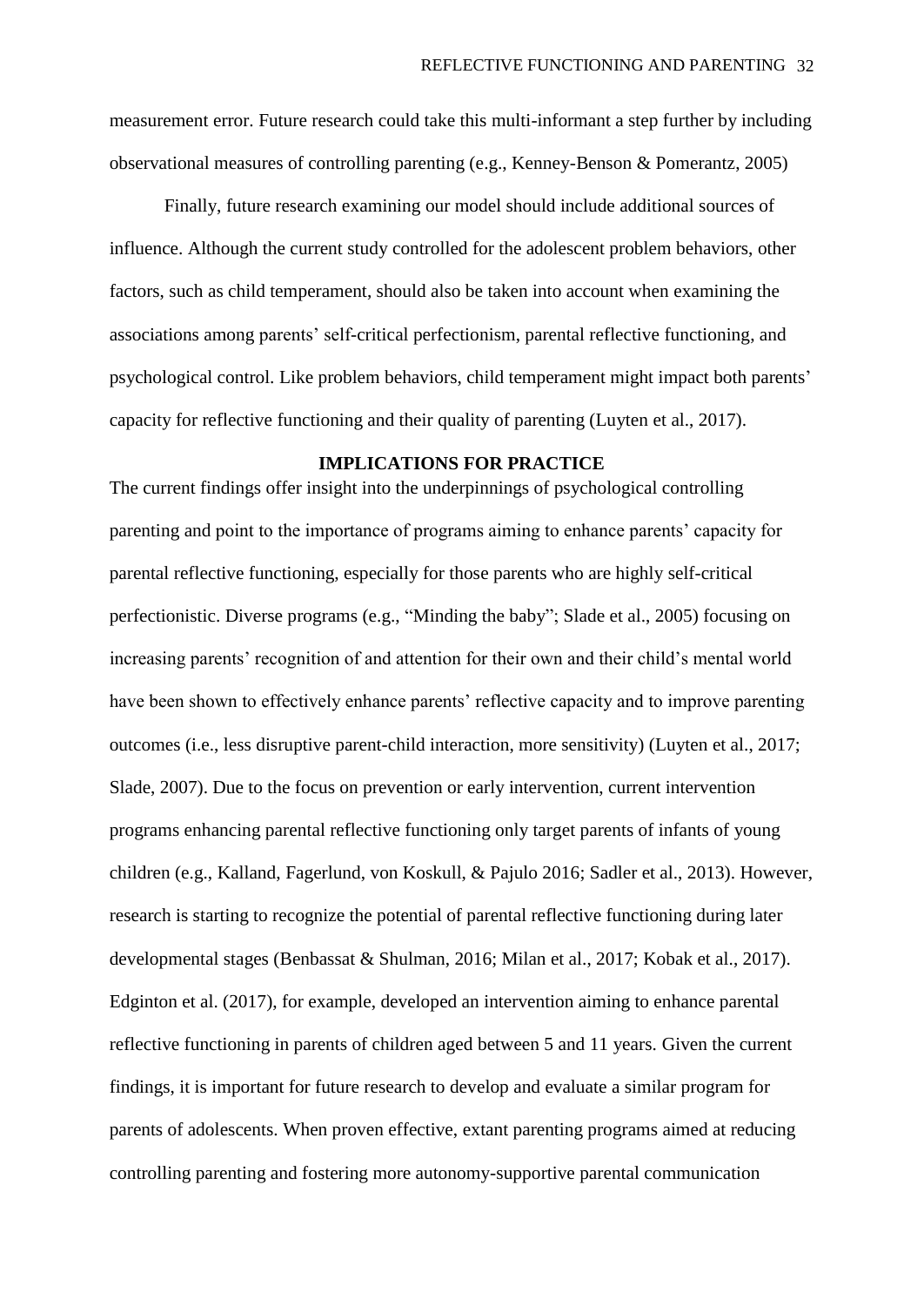measurement error. Future research could take this multi-informant a step further by including observational measures of controlling parenting (e.g., Kenney-Benson & Pomerantz, 2005)

Finally, future research examining our model should include additional sources of influence. Although the current study controlled for the adolescent problem behaviors, other factors, such as child temperament, should also be taken into account when examining the associations among parents' self-critical perfectionism, parental reflective functioning, and psychological control. Like problem behaviors, child temperament might impact both parents' capacity for reflective functioning and their quality of parenting (Luyten et al., 2017).

## IMPLICATIONS FOR PRACTICE

The current findings offer insight into the underpinnings of psychological controlling parenting and point to the importance of programs aiming to enhance parents' capacity for parental reflective functioning, especially for those parents who are highly self-critical perfectionistic. Diverse programs (e.g., "Minding the baby"; Slade et al., 2005) focusing on increasing parents' recognition of and attention for their own and their child's mental world have been shown to effectively enhance parents' reflective capacity and to improve parenting outcomes (i.e., less disruptive parent-child interaction, more sensitivity) (Luyten et al., 2017; Slade, 2007). Due to the focus on prevention or early intervention, current intervention programs enhancing parental reflective functioning only target parents of infants of young children (e.g., Kalland, Fagerlund, von Koskull, & Pajulo 2016; Sadler et al., 2013). However, research is starting to recognize the potential of parental reflective functioning during later developmental stages (Benbassat & Shulman, 2016; Milan et al., 2017; Kobak et al., 2017). Edginton et al. (2017), for example, developed an intervention aiming to enhance parental reflective functioning in parents of children aged between 5 and 11 years. Given the current findings, it is important for future research to develop and evaluate a similar program for parents of adolescents. When proven effective, extant parenting programs aimed at reducing controlling parenting and fostering more autonomy-supportive parental communication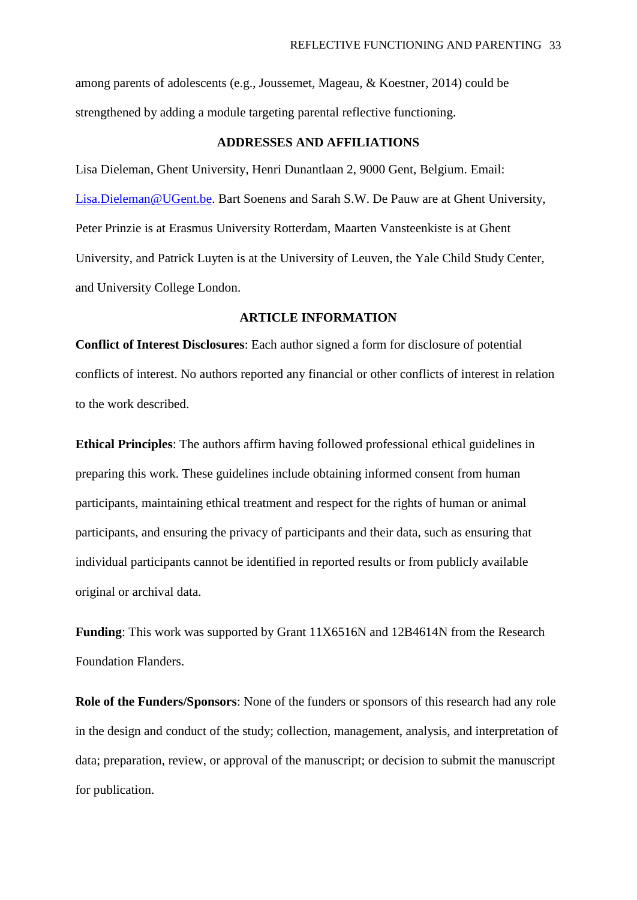among parents of adolescents (e.g., Joussemet, Mageau, & Koestner, 2014) could be strengthened by adding a module targeting parental reflective functioning.

## ADDRESSES AND AFFILIATIONS

Lisa Dieleman, Ghent University, Henri Dunantlaan 2, 9000 Gent, Belgium. Email: Lisa.Dieleman@UGent.be. Bart Soenens and Sarah S.W. De Pauw are at Ghent University, Peter Prinzie is at Erasmus University Rotterdam, Maarten Vansteenkiste is at Ghent University, and Patrick Luyten is at the University of Leuven, the Yale Child Study Center, and University College London.

## ARTICLE INFORMATION

**Conflict of Interest Disclosures**: Each author signed a form for disclosure of potential conflicts of interest. No authors reported any financial or other conflicts of interest in relation to the work described.

**Ethical Principles**: The authors affirm having followed professional ethical guidelines in preparing this work. These guidelines include obtaining informed consent from human participants, maintaining ethical treatment and respect for the rights of human or animal participants, and ensuring the privacy of participants and their data, such as ensuring that individual participants cannot be identified in reported results or from publicly available original or archival data.

**Funding**: This work was supported by Grant 11X6516N and 12B4614N from the Research Foundation Flanders.

**Role of the Funders/Sponsors**: None of the funders or sponsors of this research had any role in the design and conduct of the study; collection, management, analysis, and interpretation of data; preparation, review, or approval of the manuscript; or decision to submit the manuscript for publication.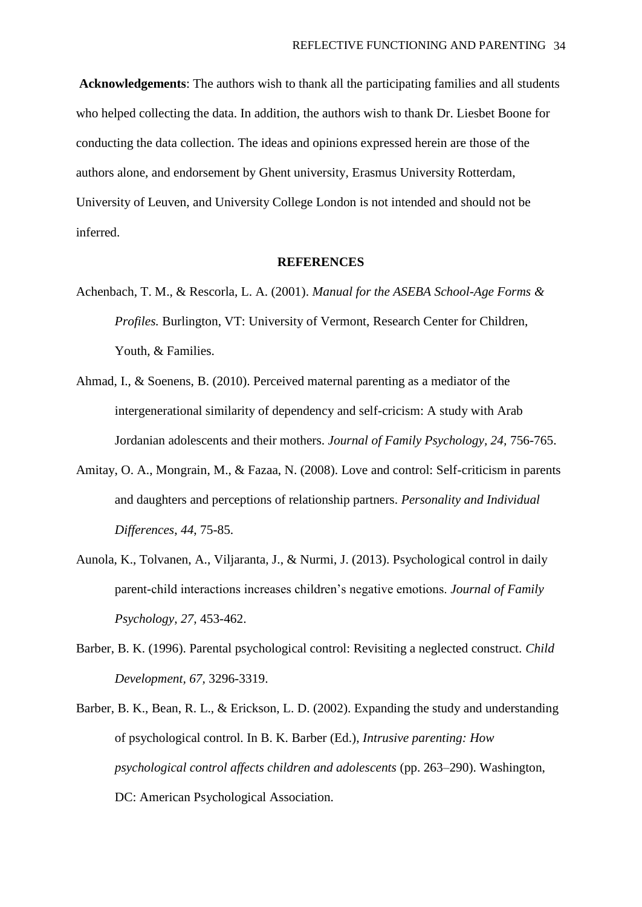**Acknowledgements**: The authors wish to thank all the participating families and all students who helped collecting the data. In addition, the authors wish to thank Dr. Liesbet Boone for conducting the data collection. The ideas and opinions expressed herein are those of the authors alone, and endorsement by Ghent university, Erasmus University Rotterdam, University of Leuven, and University College London is not intended and should not be inferred.

## REFERENCES

Achenbach, T. M., & Rescorla, L. A. (2001). *Manual for the ASEBA School-Age Forms & Profiles.* Burlington, VT: University of Vermont, Research Center for Children, Youth, & Families.

Ahmad, I., & Soenens, B. (2010). Perceived maternal parenting as a mediator of the intergenerational similarity of dependency and self-cricism: A study with Arab Jordanian adolescents and their mothers. *Journal of Family Psychology, 24,* 756-765.

Amitay, O. A., Mongrain, M., & Fazaa, N. (2008). Love and control: Self-criticism in parents and daughters and perceptions of relationship partners. *Personality and Individual Differences, 44,* 75-85.

Aunola, K., Tolvanen, A., Viljaranta, J., & Nurmi, J. (2013). Psychological control in daily parent-child interactions increases children's negative emotions. *Journal of Family Psychology, 27,* 453-462.

Barber, B. K. (1996). Parental psychological control: Revisiting a neglected construct. *Child Development, 67,* 3296-3319.

Barber, B. K., Bean, R. L., & Erickson, L. D. (2002). Expanding the study and understanding of psychological control. In B. K. Barber (Ed.), *Intrusive parenting: How psychological control affects children and adolescents* (pp. 263–290). Washington, DC: American Psychological Association.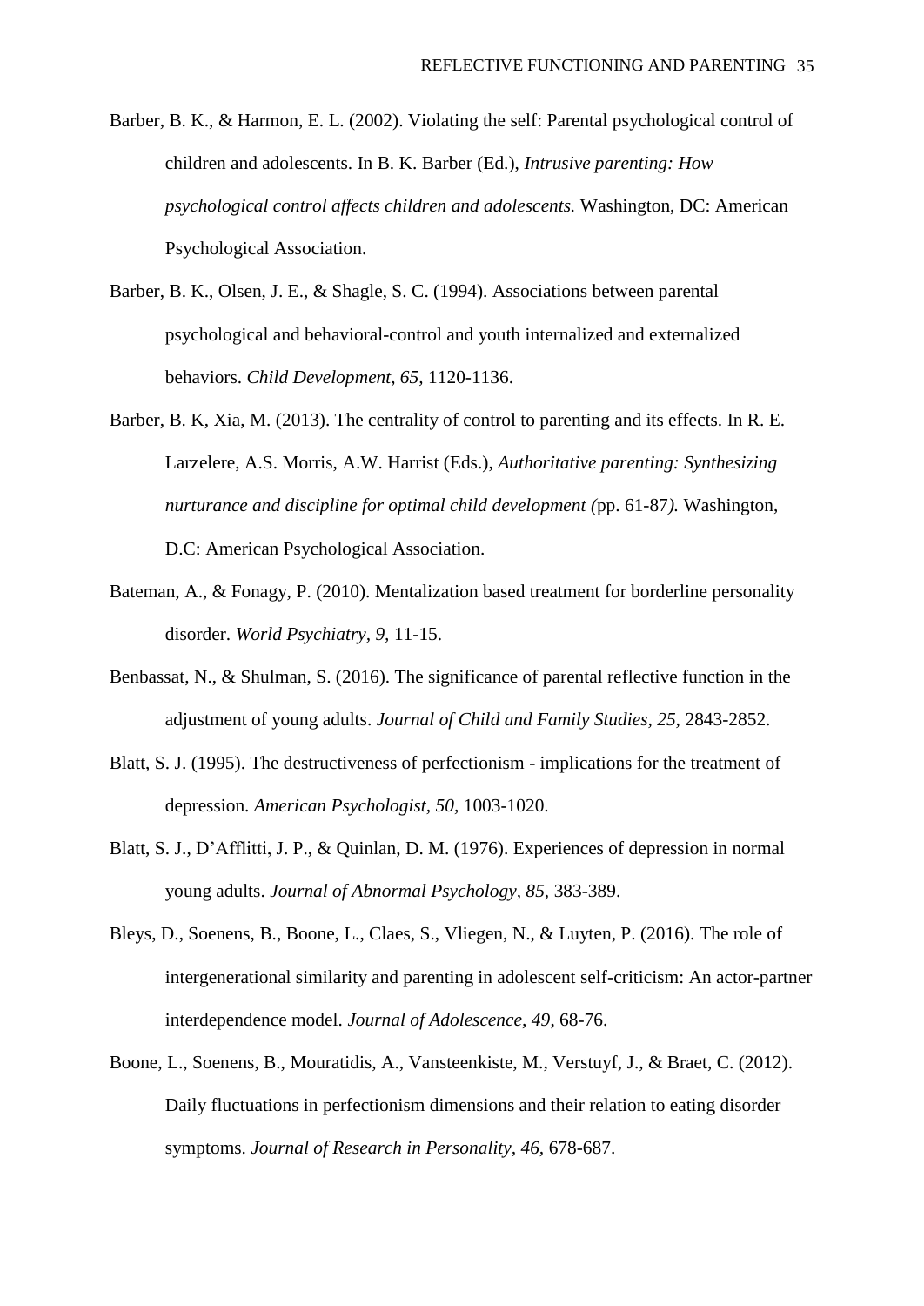Barber, B. K., & Harmon, E. L. (2002). Violating the self: Parental psychological control of children and adolescents. In B. K. Barber (Ed.), *Intrusive parenting: How psychological control affects children and adolescents.* Washington, DC: American Psychological Association.

Barber, B. K., Olsen, J. E., & Shagle, S. C. (1994). Associations between parental psychological and behavioral-control and youth internalized and externalized behaviors. *Child Development, 65,* 1120-1136.

Barber, B. K, Xia, M. (2013). The centrality of control to parenting and its effects. In R. E. Larzelere, A.S. Morris, A.W. Harrist (Eds.), *Authoritative parenting: Synthesizing nurturance and discipline for optimal child development (*pp. 61-87*).* Washington, D.C: American Psychological Association.

Bateman, A., & Fonagy, P. (2010). Mentalization based treatment for borderline personality disorder. *World Psychiatry, 9*, 11-15.

Benbassat, N., & Shulman, S. (2016). The significance of parental reflective function in the adjustment of young adults. *Journal of Child and Family Studies, 25,* 2843-2852.

Blatt, S. J. (1995). The destructiveness of perfectionism - implications for the treatment of depression. *American Psychologist, 50,* 1003-1020.

Blatt, S. J., D'Afflitti, J. P., & Quinlan, D. M. (1976). Experiences of depression in normal young adults. *Journal of Abnormal Psychology, 85,* 383-389.

Bleys, D., Soenens, B., Boone, L., Claes, S., Vliegen, N., & Luyten, P. (2016). The role of intergenerational similarity and parenting in adolescent self-criticism: An actor-partner interdependence model. *Journal of Adolescence, 49*, 68-76.

Boone, L., Soenens, B., Mouratidis, A., Vansteenkiste, M., Verstuyf, J., & Braet, C. (2012). Daily fluctuations in perfectionism dimensions and their relation to eating disorder symptoms. *Journal of Research in Personality, 46,* 678-687.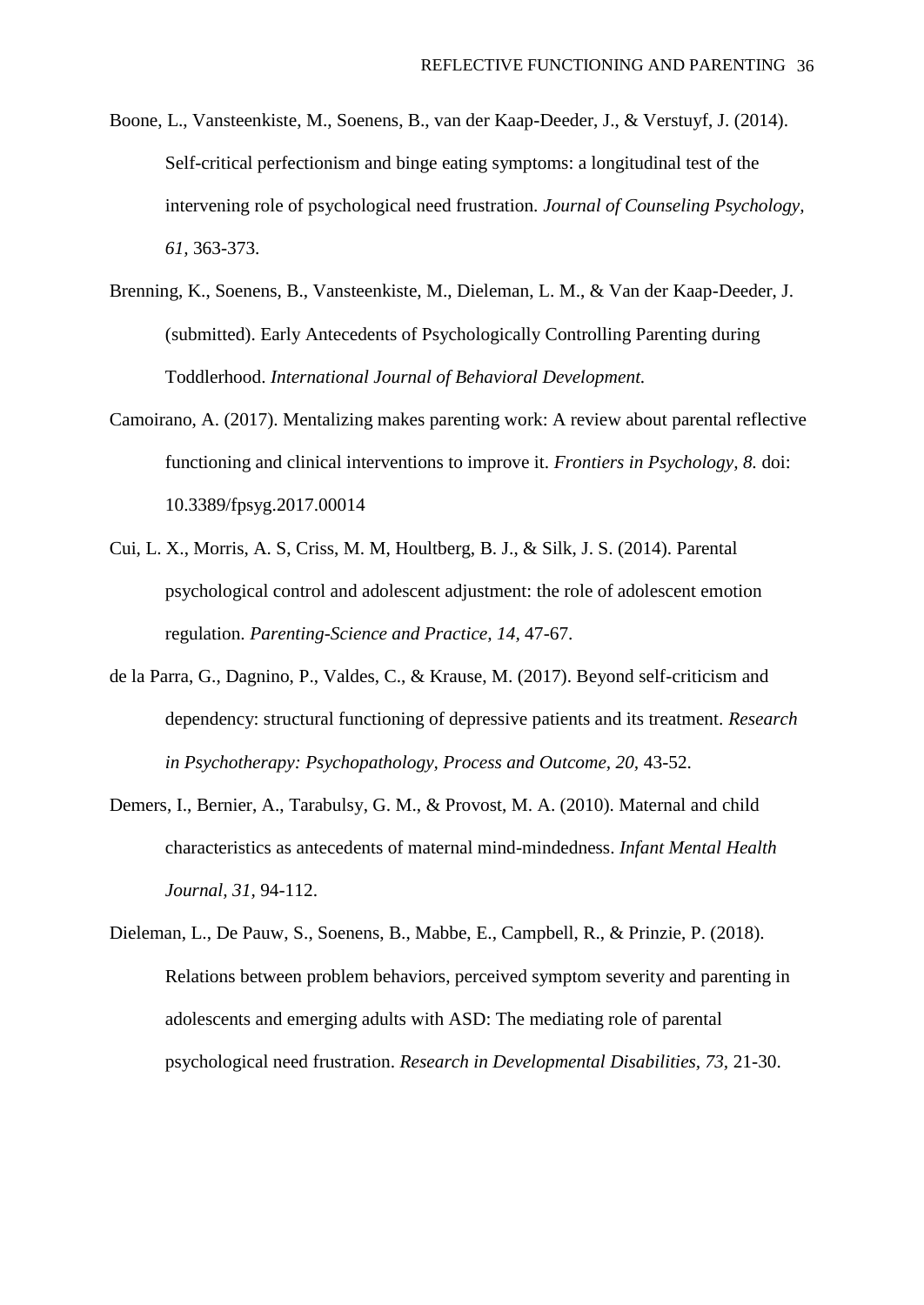Boone, L., Vansteenkiste, M., Soenens, B., van der Kaap-Deeder, J., & Verstuyf, J. (2014). Self-critical perfectionism and binge eating symptoms: a longitudinal test of the intervening role of psychological need frustration. *Journal of Counseling Psychology, 61,* 363-373.

Brenning, K., Soenens, B., Vansteenkiste, M., Dieleman, L. M., & Van der Kaap-Deeder, J. (submitted). Early Antecedents of Psychologically Controlling Parenting during Toddlerhood. *International Journal of Behavioral Development.*

Camoirano, A. (2017). Mentalizing makes parenting work: A review about parental reflective functioning and clinical interventions to improve it. *Frontiers in Psychology, 8.* doi: 10.3389/fpsyg.2017.00014

Cui, L. X., Morris, A. S, Criss, M. M, Houltberg, B. J., & Silk, J. S. (2014). Parental psychological control and adolescent adjustment: the role of adolescent emotion regulation. *Parenting-Science and Practice, 14,* 47-67.

de la Parra, G., Dagnino, P., Valdes, C., & Krause, M. (2017). Beyond self-criticism and dependency: structural functioning of depressive patients and its treatment. *Research in Psychotherapy: Psychopathology, Process and Outcome, 20,* 43-52.

Demers, I., Bernier, A., Tarabulsy, G. M., & Provost, M. A. (2010). Maternal and child characteristics as antecedents of maternal mind-mindedness. *Infant Mental Health Journal, 31,* 94-112.

Dieleman, L., De Pauw, S., Soenens, B., Mabbe, E., Campbell, R., & Prinzie, P. (2018). Relations between problem behaviors, perceived symptom severity and parenting in adolescents and emerging adults with ASD: The mediating role of parental psychological need frustration. *Research in Developmental Disabilities, 73,* 21-30.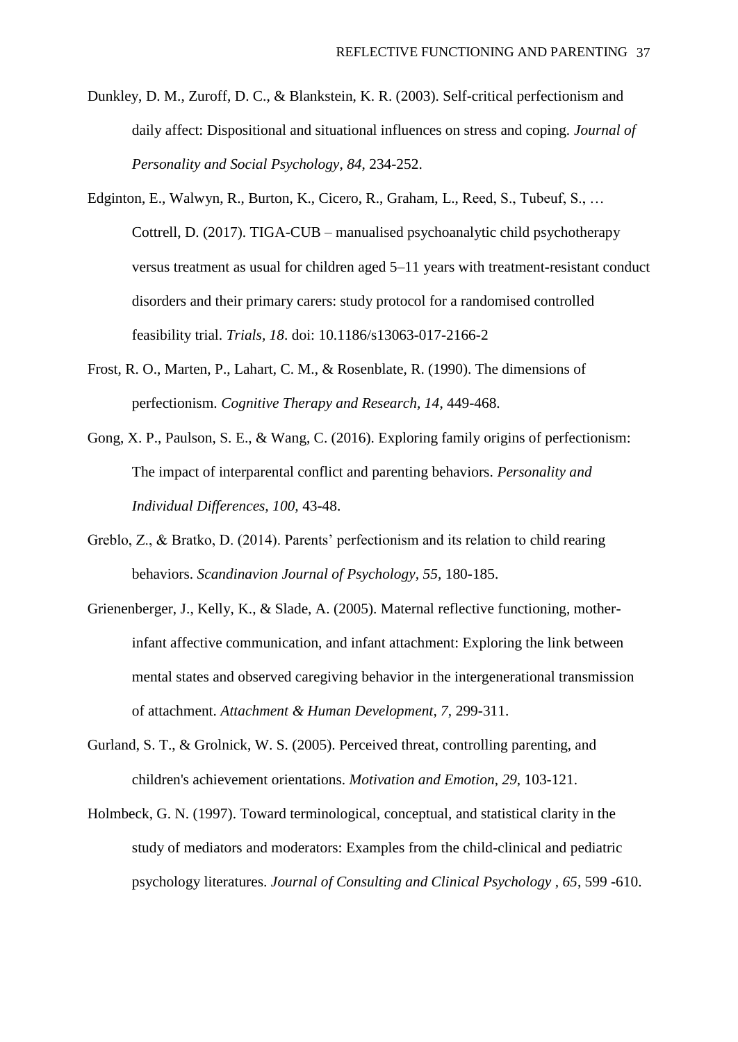Dunkley, D. M., Zuroff, D. C., & Blankstein, K. R. (2003). Self-critical perfectionism and daily affect: Dispositional and situational influences on stress and coping. *Journal of Personality and Social Psychology*, *84*, 234-252.

Edginton, E., Walwyn, R., Burton, K., Cicero, R., Graham, L., Reed, S., Tubeuf, S., … Cottrell, D. (2017). TIGA-CUB – manualised psychoanalytic child psychotherapy versus treatment as usual for children aged 5–11 years with treatment-resistant conduct disorders and their primary carers: study protocol for a randomised controlled feasibility trial. *Trials*, *18*. doi: 10.1186/s13063-017-2166-2

Frost, R. O., Marten, P., Lahart, C. M., & Rosenblate, R. (1990). The dimensions of perfectionism. *Cognitive Therapy and Research*, *14*, 449-468.

Gong, X. P., Paulson, S. E., & Wang, C. (2016). Exploring family origins of perfectionism: The impact of interparental conflict and parenting behaviors. *Personality and Individual Differences, 100,* 43-48.

Greblo, Z., & Bratko, D. (2014). Parents' perfectionism and its relation to child rearing behaviors. *Scandinavion Journal of Psychology, 55*, 180-185.

Grienenberger, J., Kelly, K., & Slade, A. (2005). Maternal reflective functioning, mother-infant affective communication, and infant attachment: Exploring the link between mental states and observed caregiving behavior in the intergenerational transmission of attachment. *Attachment & Human Development*, *7*, 299-311.

Gurland, S. T., & Grolnick, W. S. (2005). Perceived threat, controlling parenting, and children's achievement orientations. *Motivation and Emotion*, *29*, 103-121.

Holmbeck, G. N. (1997). Toward terminological, conceptual, and statistical clarity in the study of mediators and moderators: Examples from the child-clinical and pediatric psychology literatures. *Journal of Consulting and Clinical Psychology* , *65*, 599 -610.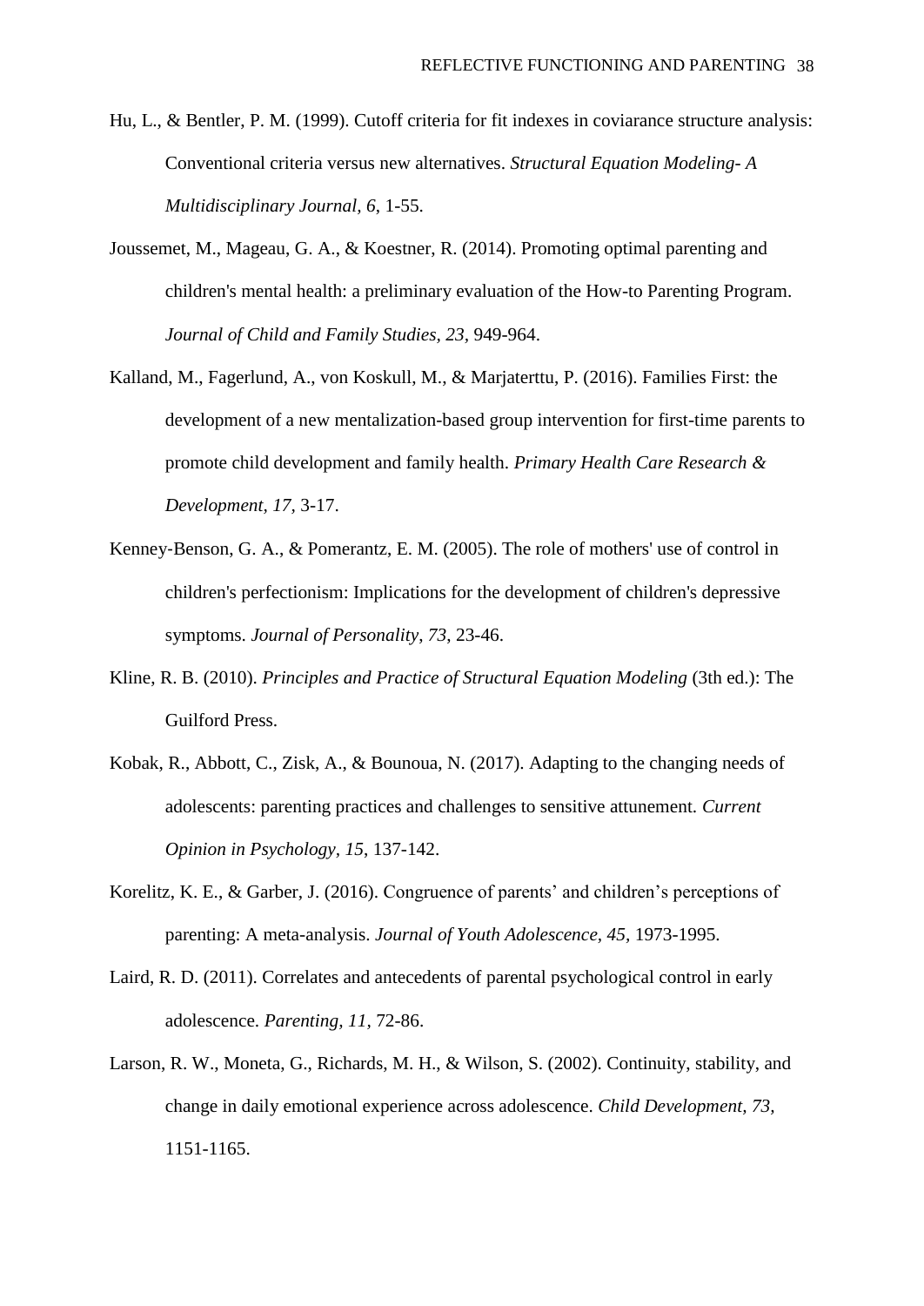Hu, L., & Bentler, P. M. (1999). Cutoff criteria for fit indexes in coviarance structure analysis: Conventional criteria versus new alternatives. *Structural Equation Modeling- A Multidisciplinary Journal, 6*, 1-55.

Joussemet, M., Mageau, G. A., & Koestner, R. (2014). Promoting optimal parenting and children's mental health: a preliminary evaluation of the How-to Parenting Program. *Journal of Child and Family Studies, 23*, 949-964.

Kalland, M., Fagerlund, A., von Koskull, M., & Marjaterttu, P. (2016). Families First: the development of a new mentalization-based group intervention for first-time parents to promote child development and family health. *Primary Health Care Research & Development, 17*, 3-17.

Kenney-Benson, G. A., & Pomerantz, E. M. (2005). The role of mothers' use of control in children's perfectionism: Implications for the development of children's depressive symptoms. *Journal of Personality, 73*, 23-46.

Kline, R. B. (2010). *Principles and Practice of Structural Equation Modeling* (3th ed.): The Guilford Press.

Kobak, R., Abbott, C., Zisk, A., & Bounoua, N. (2017). Adapting to the changing needs of adolescents: parenting practices and challenges to sensitive attunement. *Current Opinion in Psychology, 15*, 137-142.

Korelitz, K. E., & Garber, J. (2016). Congruence of parents' and children's perceptions of parenting: A meta-analysis. *Journal of Youth Adolescence, 45*, 1973-1995.

Laird, R. D. (2011). Correlates and antecedents of parental psychological control in early adolescence. *Parenting, 11*, 72-86.

Larson, R. W., Moneta, G., Richards, M. H., & Wilson, S. (2002). Continuity, stability, and change in daily emotional experience across adolescence. *Child Development, 73*, 1151-1165.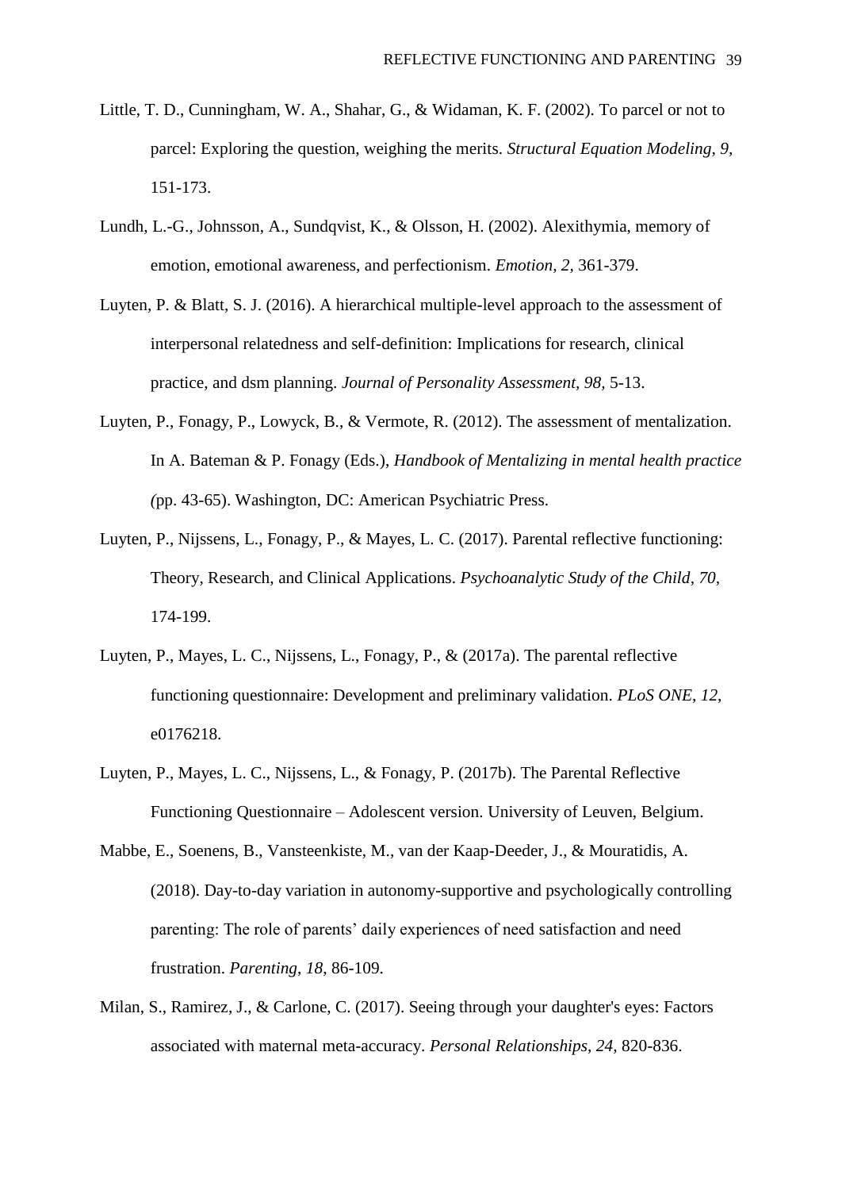Little, T. D., Cunningham, W. A., Shahar, G., & Widaman, K. F. (2002). To parcel or not to parcel: Exploring the question, weighing the merits. *Structural Equation Modeling, 9,* 151-173.

Lundh, L.-G., Johnsson, A., Sundqvist, K., & Olsson, H. (2002). Alexithymia, memory of emotion, emotional awareness, and perfectionism. *Emotion, 2,* 361-379.

Luyten, P. & Blatt, S. J. (2016). A hierarchical multiple-level approach to the assessment of interpersonal relatedness and self-definition: Implications for research, clinical practice, and dsm planning. *Journal of Personality Assessment, 98,* 5-13.

Luyten, P., Fonagy, P., Lowyck, B., & Vermote, R. (2012). The assessment of mentalization. In A. Bateman & P. Fonagy (Eds.), *Handbook of Mentalizing in mental health practice (*pp. 43-65). Washington, DC: American Psychiatric Press.

Luyten, P., Nijssens, L., Fonagy, P., & Mayes, L. C. (2017). Parental reflective functioning: Theory, Research, and Clinical Applications. *Psychoanalytic Study of the Child, 70,* 174-199.

Luyten, P., Mayes, L. C., Nijssens, L., Fonagy, P., & (2017a). The parental reflective functioning questionnaire: Development and preliminary validation. *PLoS ONE, 12,* e0176218.

Luyten, P., Mayes, L. C., Nijssens, L., & Fonagy, P. (2017b). The Parental Reflective Functioning Questionnaire – Adolescent version. University of Leuven, Belgium.

Mabbe, E., Soenens, B., Vansteenkiste, M., van der Kaap-Deeder, J., & Mouratidis, A. (2018). Day-to-day variation in autonomy-supportive and psychologically controlling parenting: The role of parents' daily experiences of need satisfaction and need frustration. *Parenting, 18,* 86-109.

Milan, S., Ramirez, J., & Carlone, C. (2017). Seeing through your daughter's eyes: Factors associated with maternal meta-accuracy. *Personal Relationships, 24,* 820-836.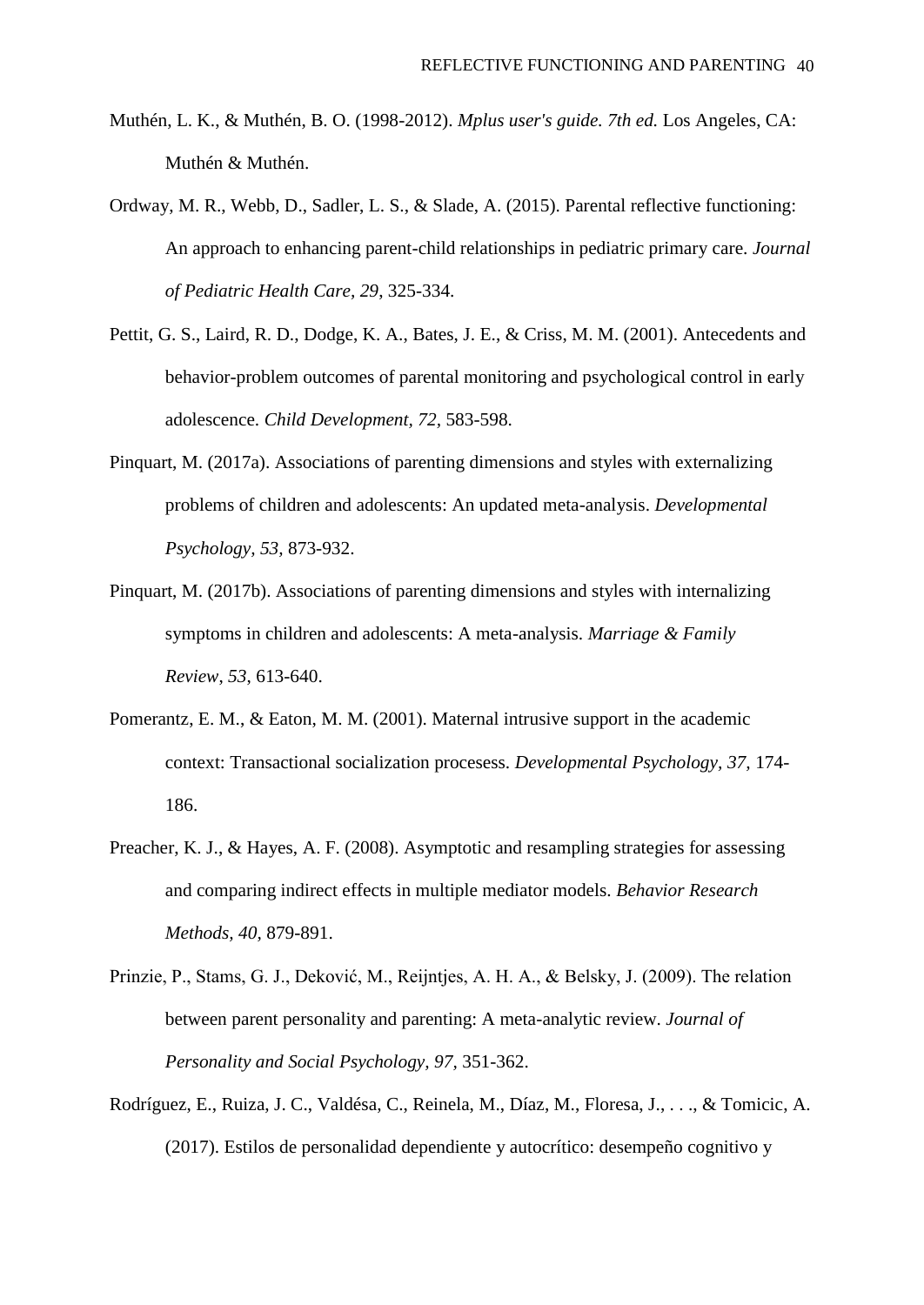Muthén, L. K., & Muthén, B. O. (1998-2012). *Mplus user's guide. 7th ed.* Los Angeles, CA: Muthén & Muthén.

Ordway, M. R., Webb, D., Sadler, L. S., & Slade, A. (2015). Parental reflective functioning: An approach to enhancing parent-child relationships in pediatric primary care. *Journal of Pediatric Health Care, 29*, 325-334.

Pettit, G. S., Laird, R. D., Dodge, K. A., Bates, J. E., & Criss, M. M. (2001). Antecedents and behavior-problem outcomes of parental monitoring and psychological control in early adolescence. *Child Development, 72,* 583-598.

Pinquart, M. (2017a). Associations of parenting dimensions and styles with externalizing problems of children and adolescents: An updated meta-analysis. *Developmental Psychology, 53,* 873-932.

Pinquart, M. (2017b). Associations of parenting dimensions and styles with internalizing symptoms in children and adolescents: A meta-analysis. *Marriage & Family Review, 53,* 613-640.

Pomerantz, E. M., & Eaton, M. M. (2001). Maternal intrusive support in the academic context: Transactional socialization procesess. *Developmental Psychology, 37,* 174-186.

Preacher, K. J., & Hayes, A. F. (2008). Asymptotic and resampling strategies for assessing and comparing indirect effects in multiple mediator models. *Behavior Research Methods, 40,* 879-891.

Prinzie, P., Stams, G. J., Deković, M., Reijntjes, A. H. A., & Belsky, J. (2009). The relation between parent personality and parenting: A meta-analytic review. *Journal of Personality and Social Psychology, 97,* 351-362.

Rodríguez, E., Ruiza, J. C., Valdésa, C., Reinela, M., Díaz, M., Floresa, J., . . ., & Tomicic, A. (2017). Estilos de personalidad dependiente y autocrítico: desempeño cognitivo y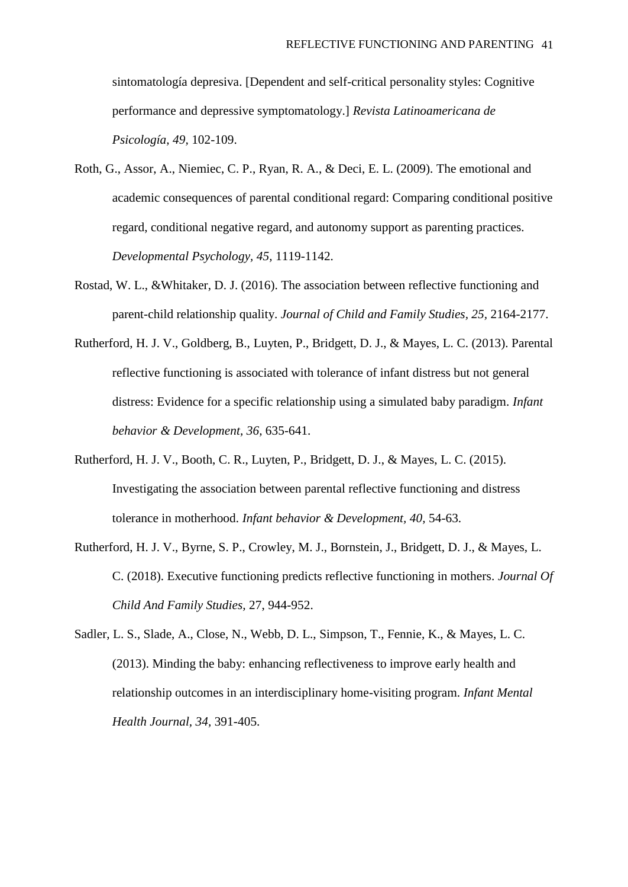sintomatología depresiva. [Dependent and self-critical personality styles: Cognitive performance and depressive symptomatology.] *Revista Latinoamericana de Psicología, 49,* 102-109.

Roth, G., Assor, A., Niemiec, C. P., Ryan, R. A., & Deci, E. L. (2009). The emotional and academic consequences of parental conditional regard: Comparing conditional positive regard, conditional negative regard, and autonomy support as parenting practices. *Developmental Psychology, 45,* 1119-1142.

Rostad, W. L., &Whitaker, D. J. (2016). The association between reflective functioning and parent-child relationship quality. *Journal of Child and Family Studies, 25,* 2164-2177.

Rutherford, H. J. V., Goldberg, B., Luyten, P., Bridgett, D. J., & Mayes, L. C. (2013). Parental reflective functioning is associated with tolerance of infant distress but not general distress: Evidence for a specific relationship using a simulated baby paradigm. *Infant behavior & Development, 36,* 635-641.

Rutherford, H. J. V., Booth, C. R., Luyten, P., Bridgett, D. J., & Mayes, L. C. (2015). Investigating the association between parental reflective functioning and distress tolerance in motherhood. *Infant behavior & Development, 40,* 54-63.

Rutherford, H. J. V., Byrne, S. P., Crowley, M. J., Bornstein, J., Bridgett, D. J., & Mayes, L. C. (2018). Executive functioning predicts reflective functioning in mothers. *Journal Of Child And Family Studies,* 27, 944-952.

Sadler, L. S., Slade, A., Close, N., Webb, D. L., Simpson, T., Fennie, K., & Mayes, L. C. (2013). Minding the baby: enhancing reflectiveness to improve early health and relationship outcomes in an interdisciplinary home-visiting program. *Infant Mental Health Journal, 34,* 391-405.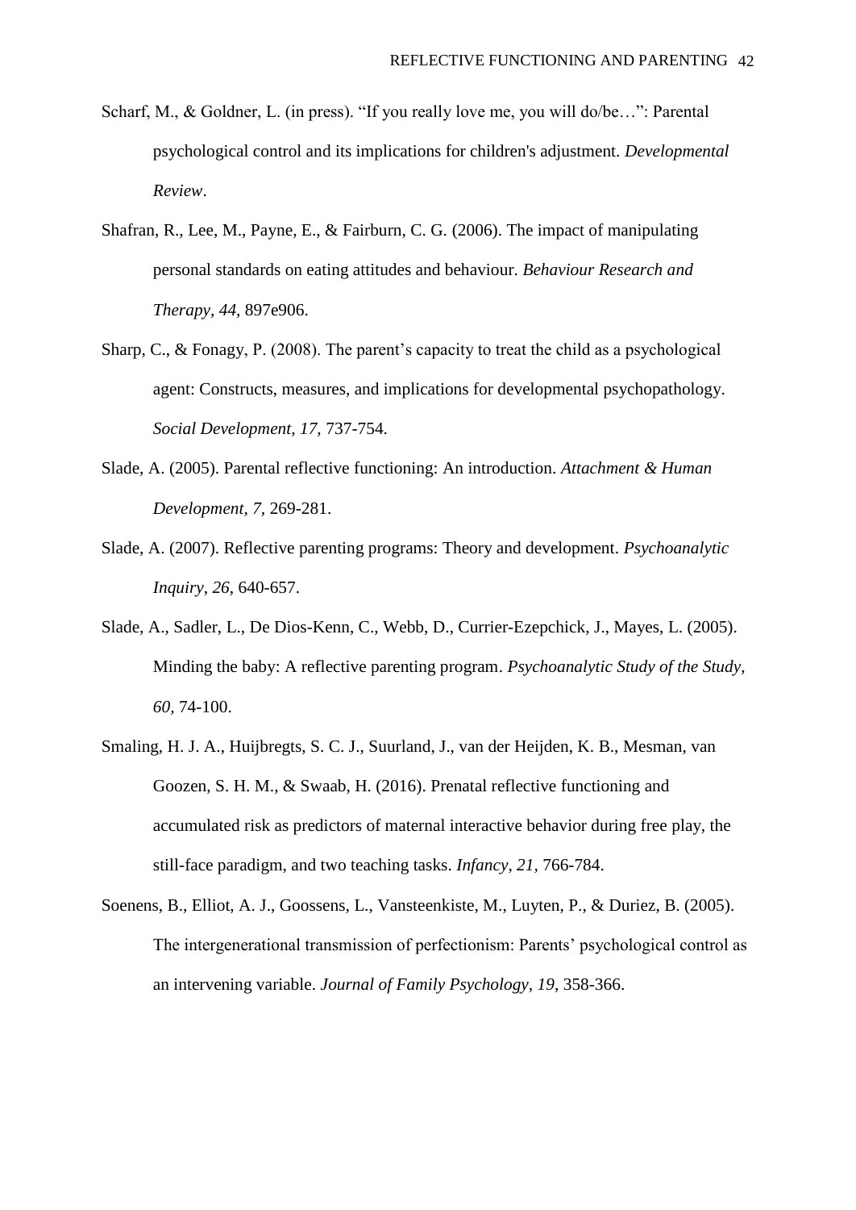Scharf, M., & Goldner, L. (in press). "If you really love me, you will do/be…": Parental psychological control and its implications for children's adjustment. *Developmental Review*.

Shafran, R., Lee, M., Payne, E., & Fairburn, C. G. (2006). The impact of manipulating personal standards on eating attitudes and behaviour. *Behaviour Research and Therapy*, *44*, 897e906.

Sharp, C., & Fonagy, P. (2008). The parent's capacity to treat the child as a psychological agent: Constructs, measures, and implications for developmental psychopathology. *Social Development, 17*, 737-754.

Slade, A. (2005). Parental reflective functioning: An introduction. *Attachment & Human Development, 7*, 269-281.

Slade, A. (2007). Reflective parenting programs: Theory and development. *Psychoanalytic Inquiry*, *26*, 640-657.

Slade, A., Sadler, L., De Dios-Kenn, C., Webb, D., Currier-Ezepchick, J., Mayes, L. (2005). Minding the baby: A reflective parenting program. *Psychoanalytic Study of the Study, 60*, 74-100.

Smaling, H. J. A., Huijbregts, S. C. J., Suurland, J., van der Heijden, K. B., Mesman, van Goozen, S. H. M., & Swaab, H. (2016). Prenatal reflective functioning and accumulated risk as predictors of maternal interactive behavior during free play, the still-face paradigm, and two teaching tasks. *Infancy, 21*, 766-784.

Soenens, B., Elliot, A. J., Goossens, L., Vansteenkiste, M., Luyten, P., & Duriez, B. (2005). The intergenerational transmission of perfectionism: Parents' psychological control as an intervening variable. *Journal of Family Psychology, 19*, 358-366.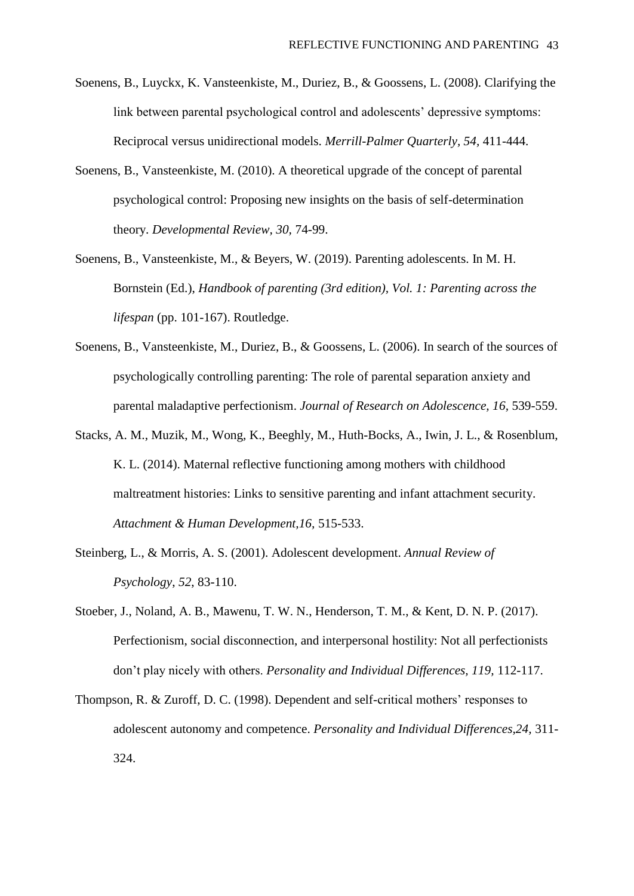Soenens, B., Luyckx, K. Vansteenkiste, M., Duriez, B., & Goossens, L. (2008). Clarifying the link between parental psychological control and adolescents' depressive symptoms: Reciprocal versus unidirectional models. *Merrill-Palmer Quarterly, 54*, 411-444.

Soenens, B., Vansteenkiste, M. (2010). A theoretical upgrade of the concept of parental psychological control: Proposing new insights on the basis of self-determination theory. *Developmental Review, 30,* 74-99.

Soenens, B., Vansteenkiste, M., & Beyers, W. (2019). Parenting adolescents. In M. H. Bornstein (Ed.), *Handbook of parenting (3rd edition), Vol. 1: Parenting across the lifespan* (pp. 101-167). Routledge.

Soenens, B., Vansteenkiste, M., Duriez, B., & Goossens, L. (2006). In search of the sources of psychologically controlling parenting: The role of parental separation anxiety and parental maladaptive perfectionism. *Journal of Research on Adolescence, 16,* 539-559.

Stacks, A. M., Muzik, M., Wong, K., Beeghly, M., Huth-Bocks, A., Iwin, J. L., & Rosenblum, K. L. (2014). Maternal reflective functioning among mothers with childhood maltreatment histories: Links to sensitive parenting and infant attachment security. *Attachment & Human Development,16,* 515-533.

Steinberg, L., & Morris, A. S. (2001). Adolescent development. *Annual Review of Psychology*, *52*, 83-110.

Stoeber, J., Noland, A. B., Mawenu, T. W. N., Henderson, T. M., & Kent, D. N. P. (2017). Perfectionism, social disconnection, and interpersonal hostility: Not all perfectionists don't play nicely with others. *Personality and Individual Differences, 119,* 112-117.

Thompson, R. & Zuroff, D. C. (1998). Dependent and self-critical mothers' responses to adolescent autonomy and competence. *Personality and Individual Differences,24,* 311-324.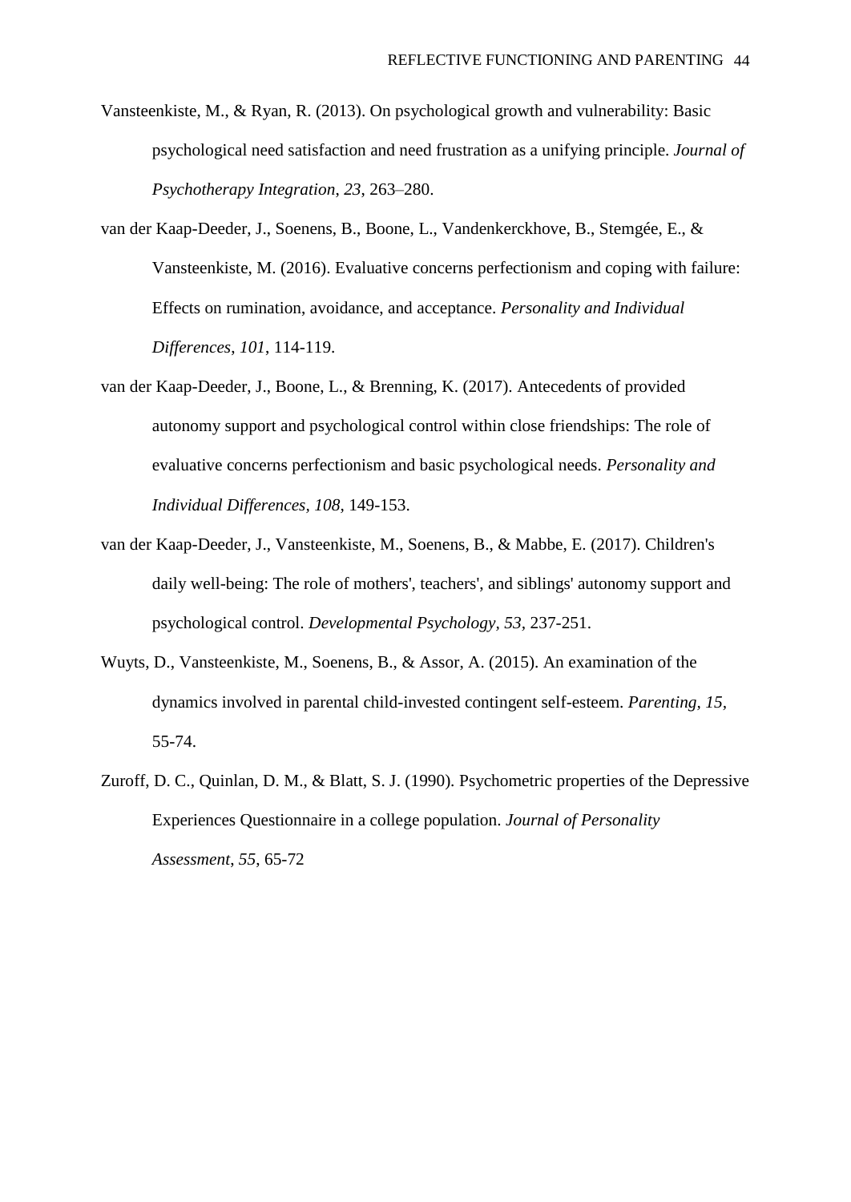Vansteenkiste, M., & Ryan, R. (2013). On psychological growth and vulnerability: Basic psychological need satisfaction and need frustration as a unifying principle. *Journal of Psychotherapy Integration*, *23*, 263–280.

van der Kaap-Deeder, J., Soenens, B., Boone, L., Vandenkerckhove, B., Stemgée, E., & Vansteenkiste, M. (2016). Evaluative concerns perfectionism and coping with failure: Effects on rumination, avoidance, and acceptance. *Personality and Individual Differences*, *101*, 114-119.

van der Kaap-Deeder, J., Boone, L., & Brenning, K. (2017). Antecedents of provided autonomy support and psychological control within close friendships: The role of evaluative concerns perfectionism and basic psychological needs. *Personality and Individual Differences*, *108*, 149-153.

van der Kaap-Deeder, J., Vansteenkiste, M., Soenens, B., & Mabbe, E. (2017). Children's daily well-being: The role of mothers', teachers', and siblings' autonomy support and psychological control. *Developmental Psychology, 53,* 237-251.

Wuyts, D., Vansteenkiste, M., Soenens, B., & Assor, A. (2015). An examination of the dynamics involved in parental child-invested contingent self-esteem. *Parenting, 15,* 55-74.

Zuroff, D. C., Quinlan, D. M., & Blatt, S. J. (1990). Psychometric properties of the Depressive Experiences Questionnaire in a college population. *Journal of Personality Assessment*, *55*, 65-72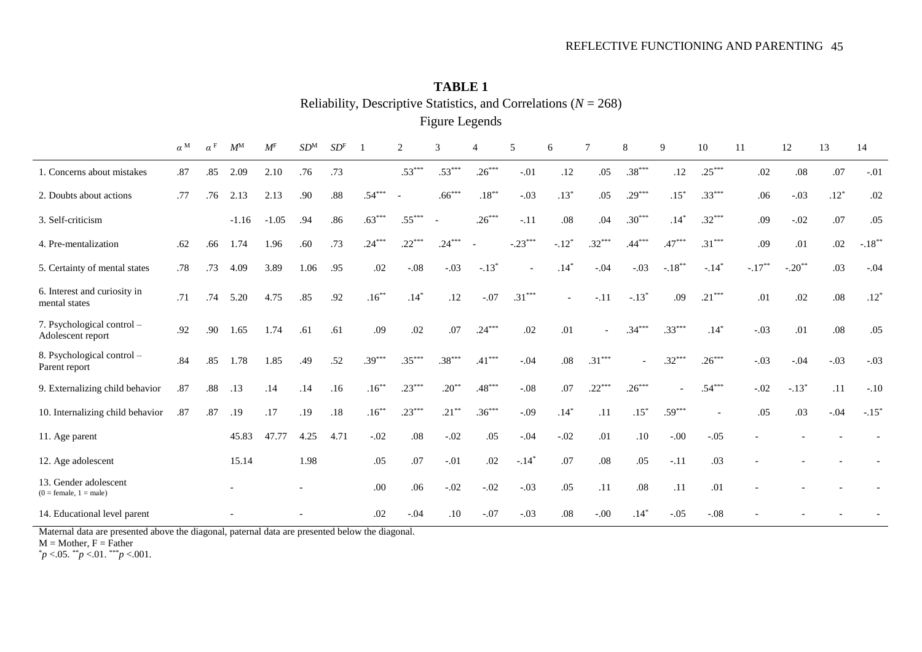**TABLE 1**

Reliability, Descriptive Statistics, and Correlations ($N$ = 268)

Figure Legends

| | $\alpha^{M}$ | $\alpha^{F}$ | $M^{M}$ | $M^{F}$ | $SD^{M}$ | $SD^{F}$ | 1 | 2 | 3 | 4 | 5 | 6 | 7 | 8 | 9 | 10 | 11 | 12 | 13 | 14 |
|---|---|---|---|---|---|---|---|---|---|---|---|---|---|---|---|---|---|---|---|---|
| 1. Concerns about mistakes | .87 | .85 | 2.09 | 2.10 | .76 | .73 | | $.53^{***}$ | $.53^{***}$ | $.26^{***}$ | -.01 | .12 | .05 | $.38^{***}$ | .12 | $.25^{***}$ | .02 | .08 | .07 | -.01 |
| 2. Doubts about actions | .77 | .76 | 2.13 | 2.13 | .90 | .88 | $.54^{***}$ | - | $.66^{***}$ | $.18^{**}$ | -.03 | $.13^{*}$ | .05 | $.29^{***}$ | $.15^{*}$ | $.33^{***}$ | .06 | -.03 | $.12^{*}$ | .02 |
| 3. Self-criticism | | | -1.16 | -1.05 | .94 | .86 | $.63^{***}$ | $.55^{***}$ | - | $.26^{***}$ | -.11 | .08 | .04 | $.30^{***}$ | $.14^{*}$ | $.32^{***}$ | .09 | -.02 | .07 | .05 |
| 4. Pre-mentalization | .62 | .66 | 1.74 | 1.96 | .60 | .73 | $.24^{***}$ | $.22^{***}$ | $.24^{***}$ | - | $-.23^{***}$ | $-.12^{*}$ | $.32^{***}$ | $.44^{***}$ | $.47^{***}$ | $.31^{***}$ | .09 | .01 | .02 | $-.18^{**}$ |
| 5. Certainty of mental states | .78 | .73 | 4.09 | 3.89 | 1.06 | .95 | .02 | -.08 | -.03 | $-.13^{*}$ | - | $.14^{*}$ | -.04 | -.03 | $-.18^{**}$ | $-.14^{*}$ | $-.17^{**}$ | $-.20^{**}$ | .03 | -.04 |
| 6. Interest and curiosity in mental states | .71 | .74 | 5.20 | 4.75 | .85 | .92 | $.16^{**}$ | $.14^{*}$ | .12 | -.07 | $.31^{***}$ | - | -.11 | $-.13^{*}$ | .09 | $.21^{***}$ | .01 | .02 | .08 | $.12^{*}$ |
| 7. Psychological control – Adolescent report | .92 | .90 | 1.65 | 1.74 | .61 | .61 | .09 | .02 | .07 | $.24^{***}$ | .02 | .01 | - | $.34^{***}$ | $.33^{***}$ | $.14^{*}$ | -.03 | .01 | .08 | .05 |
| 8. Psychological control – Parent report | .84 | .85 | 1.78 | 1.85 | .49 | .52 | $.39^{***}$ | $.35^{***}$ | $.38^{***}$ | $.41^{***}$ | -.04 | .08 | $.31^{***}$ | - | $.32^{***}$ | $.26^{***}$ | -.03 | -.04 | -.03 | -.03 |
| 9. Externalizing child behavior | .87 | .88 | .13 | .14 | .14 | .16 | $.16^{**}$ | $.23^{***}$ | $.20^{**}$ | $.48^{***}$ | -.08 | .07 | $.22^{***}$ | $.26^{***}$ | - | $.54^{***}$ | -.02 | $-.13^{*}$ | .11 | -.10 |
| 10. Internalizing child behavior | .87 | .87 | .19 | .17 | .19 | .18 | $.16^{**}$ | $.23^{***}$ | $.21^{**}$ | $.36^{***}$ | -.09 | $.14^{*}$ | .11 | $.15^{*}$ | $.59^{***}$ | - | .05 | .03 | -.04 | $-.15^{*}$ |
| 11. Age parent | | | 45.83 | 47.77 | 4.25 | 4.71 | -.02 | .08 | -.02 | .05 | -.04 | -.02 | .01 | .10 | -.00 | -.05 | - | - | - | - |
| 12. Age adolescent | | | 15.14 | | 1.98 | | .05 | .07 | -.01 | .02 | $-.14^{*}$ | .07 | .08 | .05 | -.11 | .03 | - | - | - | - |
| 13. Gender adolescent (0 = female, 1 = male) | | | - | | - | | .00 | .06 | -.02 | -.02 | -.03 | .05 | .11 | .08 | .11 | .01 | - | - | - | - |
| 14. Educational level parent | | | - | | - | | .02 | -.04 | .10 | -.07 | -.03 | .08 | -.00 | $.14^{*}$ | -.05 | -.08 | - | - | - | - |

Maternal data are presented above the diagonal, paternal data are presented below the diagonal.

M = Mother, F = Father

$^{*}p$ <.05. $^{**}p$ <.01. $^{***}p$ <.001.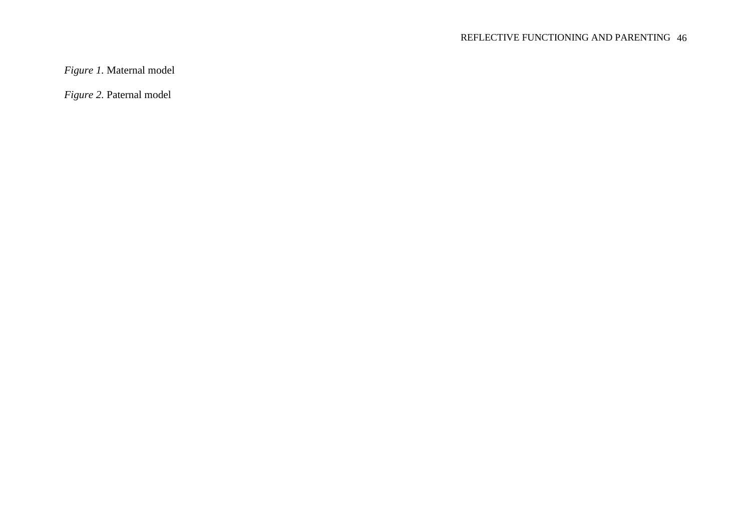*Figure 1.* Maternal model

*Figure 2.* Paternal model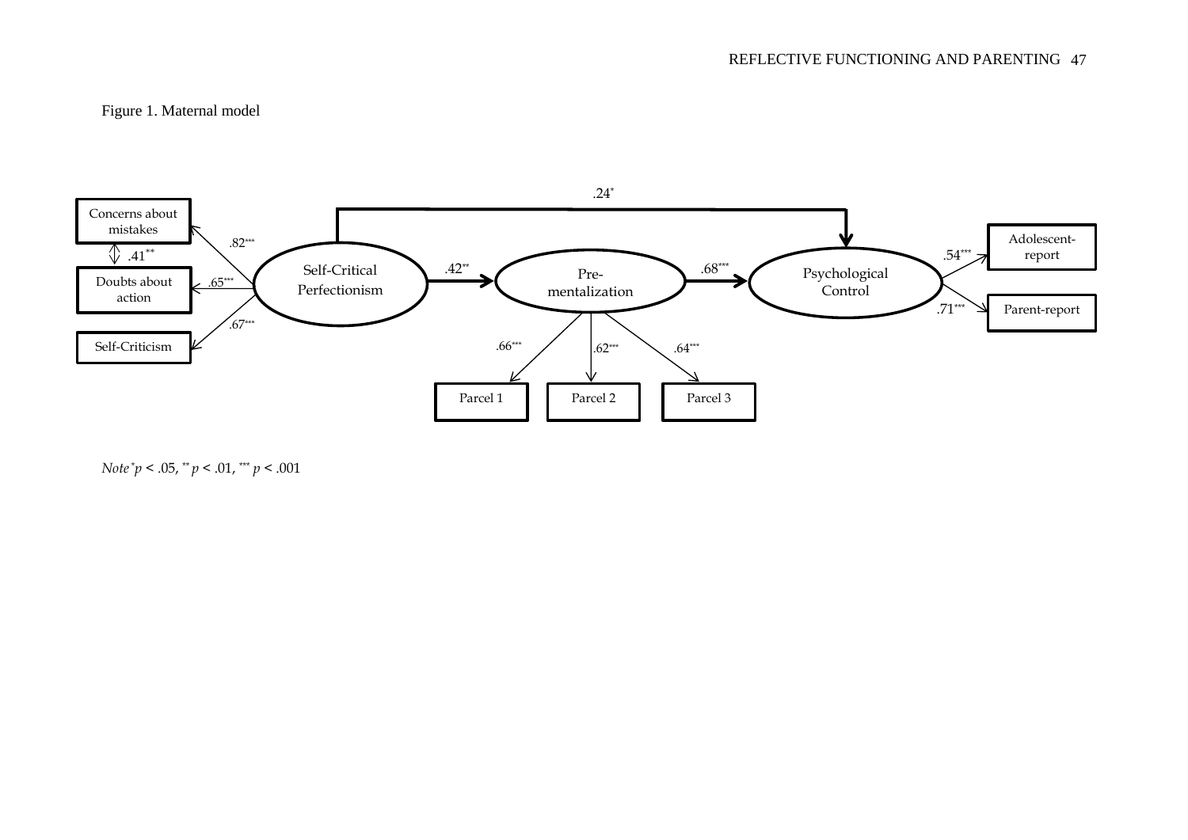Figure 1. Maternal model

Concerns about mistakes

.41**

Doubts about action

Self-Criticism

.82***

.65***

.67***

Self-Critical Perfectionism

.24*

.42**

Pre-mentalization

.68***

Psychological Control

.54***

.71***

Adolescent-report

Parent-report

.66***

.62***

.64***

Parcel 1

Parcel 2

Parcel 3

*Note* * $p < .05$, ** $p < .01$, *** $p < .001$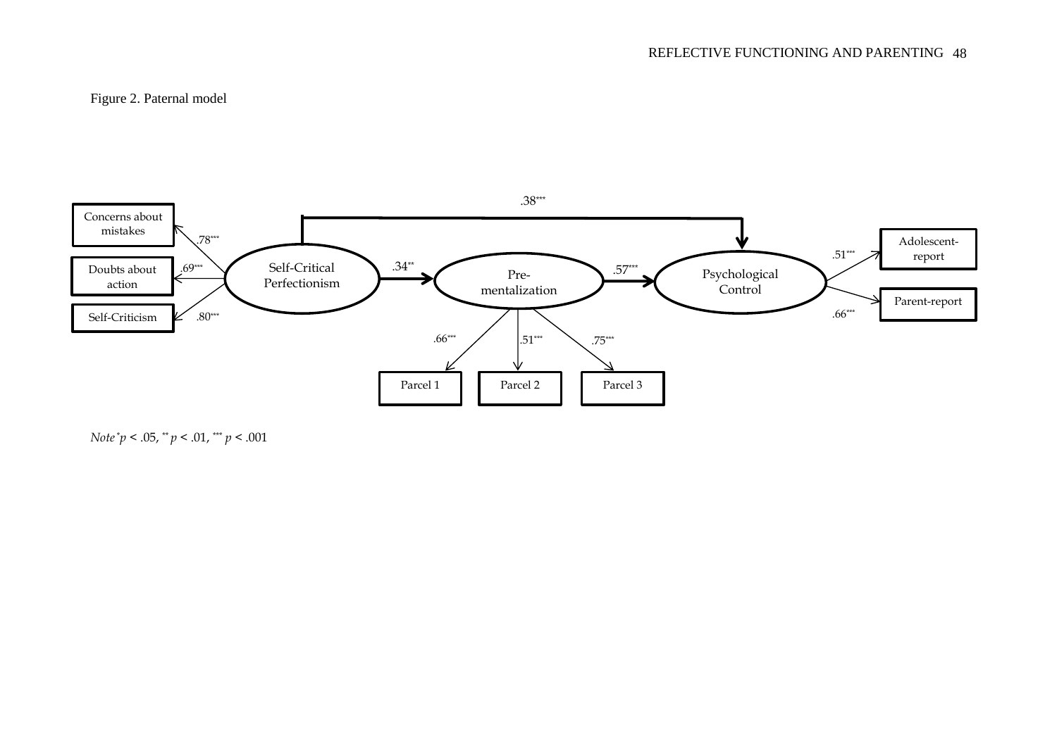Figure 2. Paternal model

.38***

Concerns about mistakes

Doubts about action

Self-Criticism

.78***

.69***

.80***

Self-Critical Perfectionism

.34**

Pre-mentalization

.57***

Psychological Control

.51***

.66***

Adolescent-report

Parent-report

.66***

.51***

.75***

Parcel 1

Parcel 2

Parcel 3

*Note* $^{*}p < .05$, $^{**}p < .01$, $^{***}p < .001$